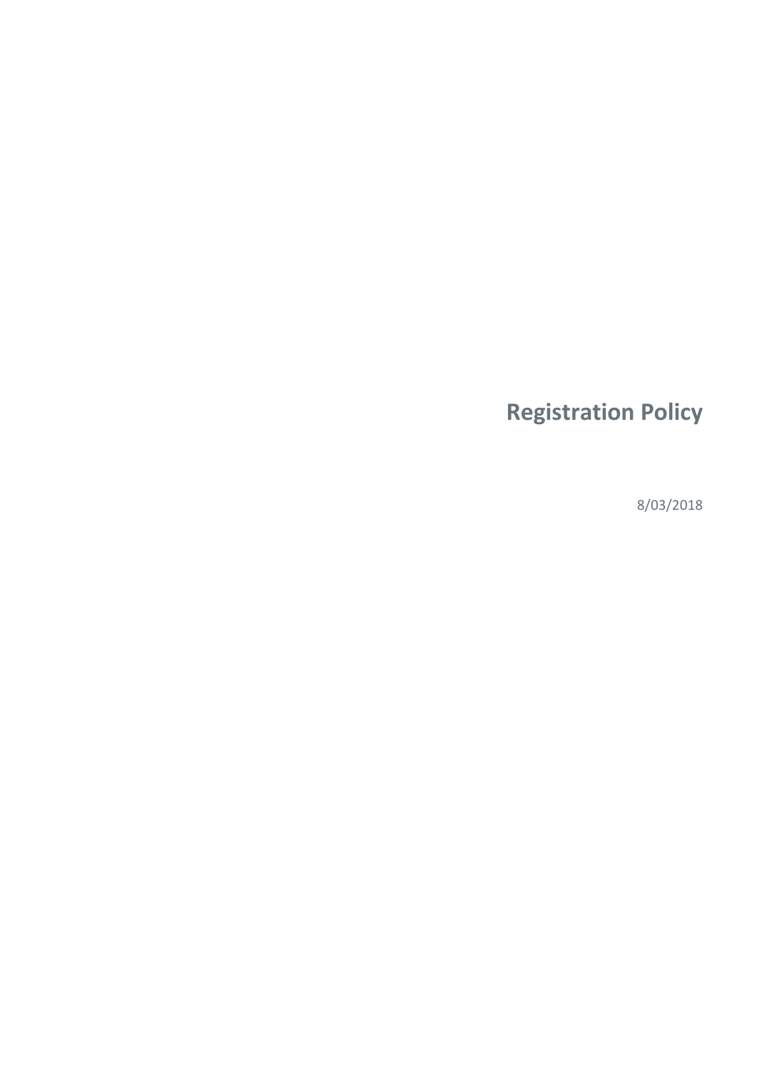# Registration Policy

8/03/2018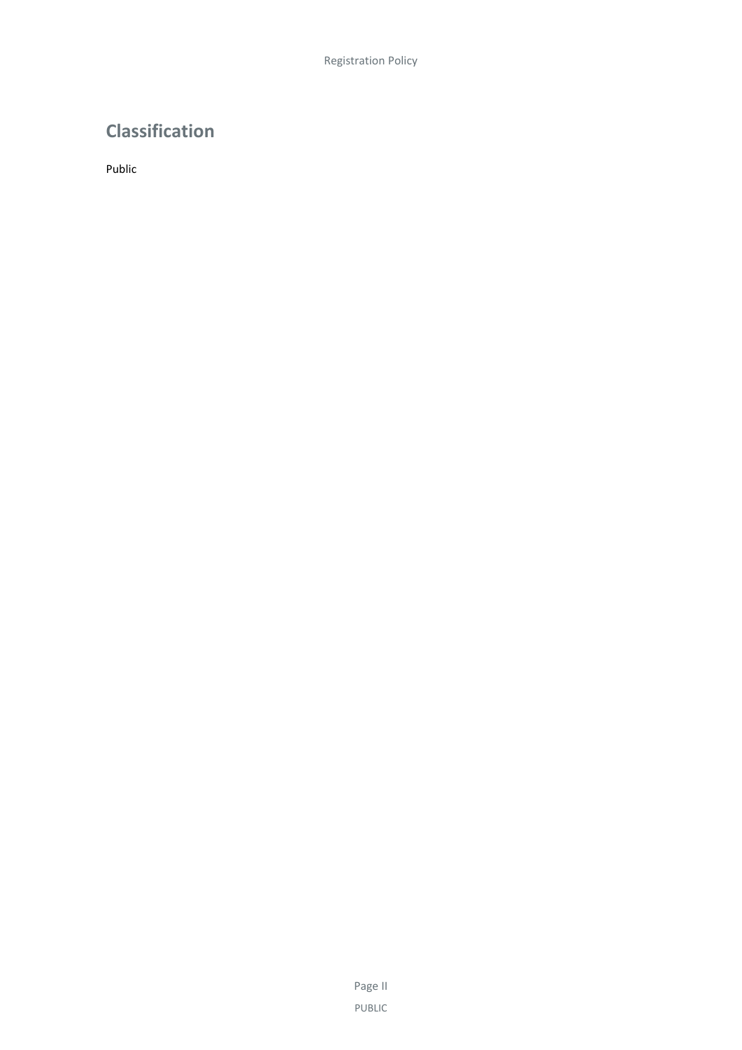## Classification

Public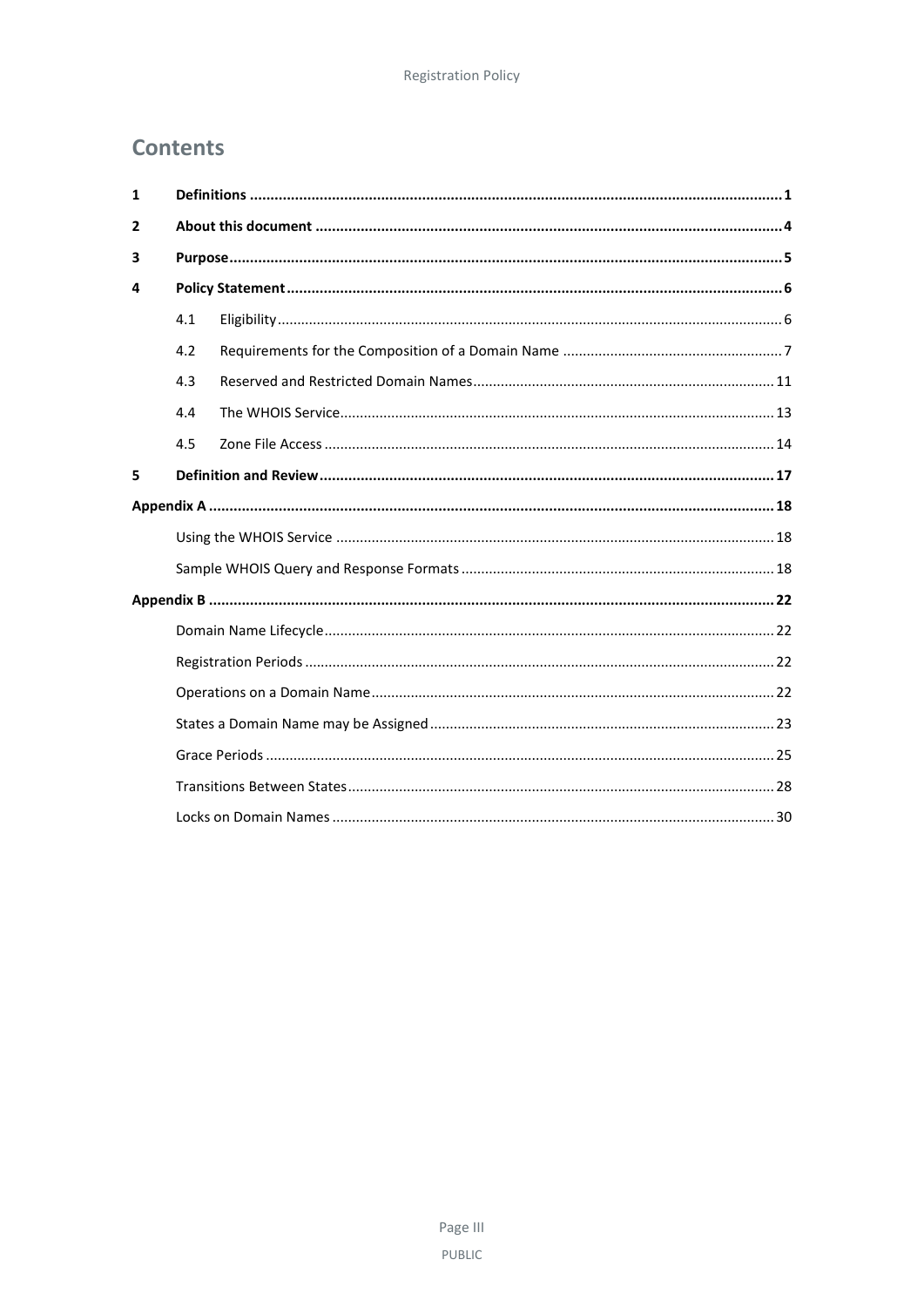## Contents

| | | |
|---|---|---|
| **1** | **Definitions** | **1** |
| **2** | **About this document** | **4** |
| **3** | **Purpose** | **5** |
| **4** | **Policy Statement** | **6** |
| 4.1 | Eligibility | 6 |
| 4.2 | Requirements for the Composition of a Domain Name | 7 |
| 4.3 | Reserved and Restricted Domain Names | 11 |
| 4.4 | The WHOIS Service | 13 |
| 4.5 | Zone File Access | 14 |
| **5** | **Definition and Review** | **17** |
| **Appendix A** | | **18** |
| | Using the WHOIS Service | 18 |
| | Sample WHOIS Query and Response Formats | 18 |
| **Appendix B** | | **22** |
| | Domain Name Lifecycle | 22 |
| | Registration Periods | 22 |
| | Operations on a Domain Name | 22 |
| | States a Domain Name may be Assigned | 23 |
| | Grace Periods | 25 |
| | Transitions Between States | 28 |
| | Locks on Domain Names | 30 |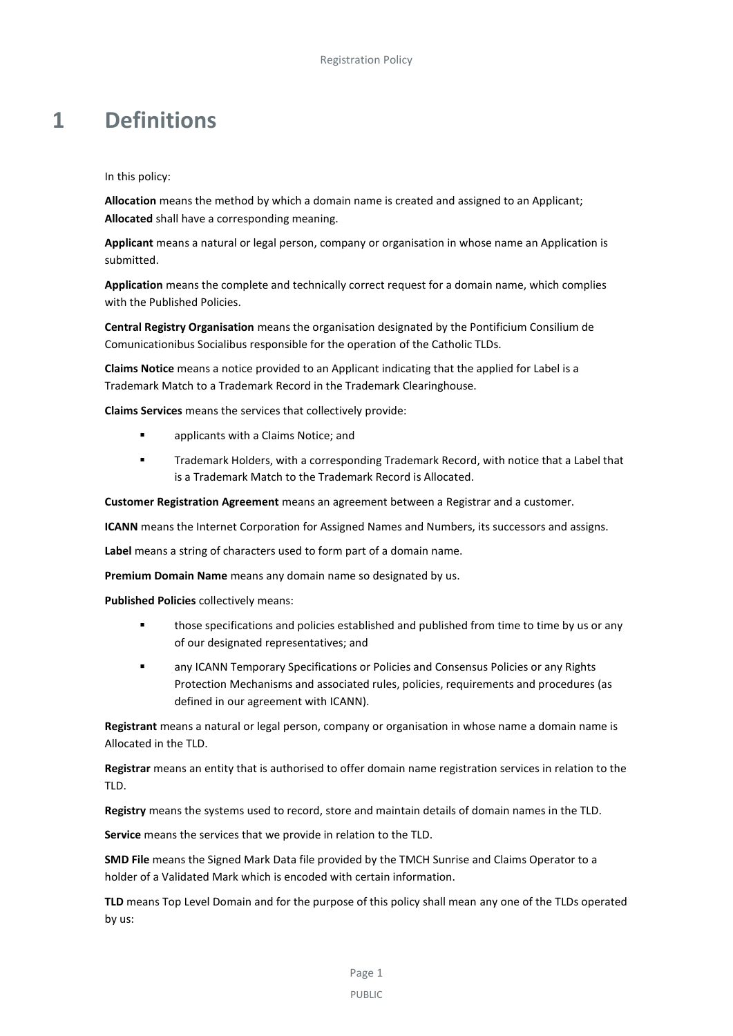# 1 Definitions

In this policy:

**Allocation** means the method by which a domain name is created and assigned to an Applicant; **Allocated** shall have a corresponding meaning.

**Applicant** means a natural or legal person, company or organisation in whose name an Application is submitted.

**Application** means the complete and technically correct request for a domain name, which complies with the Published Policies.

**Central Registry Organisation** means the organisation designated by the Pontificium Consilium de Comunicationibus Socialibus responsible for the operation of the Catholic TLDs.

**Claims Notice** means a notice provided to an Applicant indicating that the applied for Label is a Trademark Match to a Trademark Record in the Trademark Clearinghouse.

**Claims Services** means the services that collectively provide:

- applicants with a Claims Notice; and
- Trademark Holders, with a corresponding Trademark Record, with notice that a Label that is a Trademark Match to the Trademark Record is Allocated.

**Customer Registration Agreement** means an agreement between a Registrar and a customer.

**ICANN** means the Internet Corporation for Assigned Names and Numbers, its successors and assigns.

**Label** means a string of characters used to form part of a domain name.

**Premium Domain Name** means any domain name so designated by us.

**Published Policies** collectively means:

- those specifications and policies established and published from time to time by us or any of our designated representatives; and
- any ICANN Temporary Specifications or Policies and Consensus Policies or any Rights Protection Mechanisms and associated rules, policies, requirements and procedures (as defined in our agreement with ICANN).

**Registrant** means a natural or legal person, company or organisation in whose name a domain name is Allocated in the TLD.

**Registrar** means an entity that is authorised to offer domain name registration services in relation to the TLD.

**Registry** means the systems used to record, store and maintain details of domain names in the TLD.

**Service** means the services that we provide in relation to the TLD.

**SMD File** means the Signed Mark Data file provided by the TMCH Sunrise and Claims Operator to a holder of a Validated Mark which is encoded with certain information.

**TLD** means Top Level Domain and for the purpose of this policy shall mean any one of the TLDs operated by us: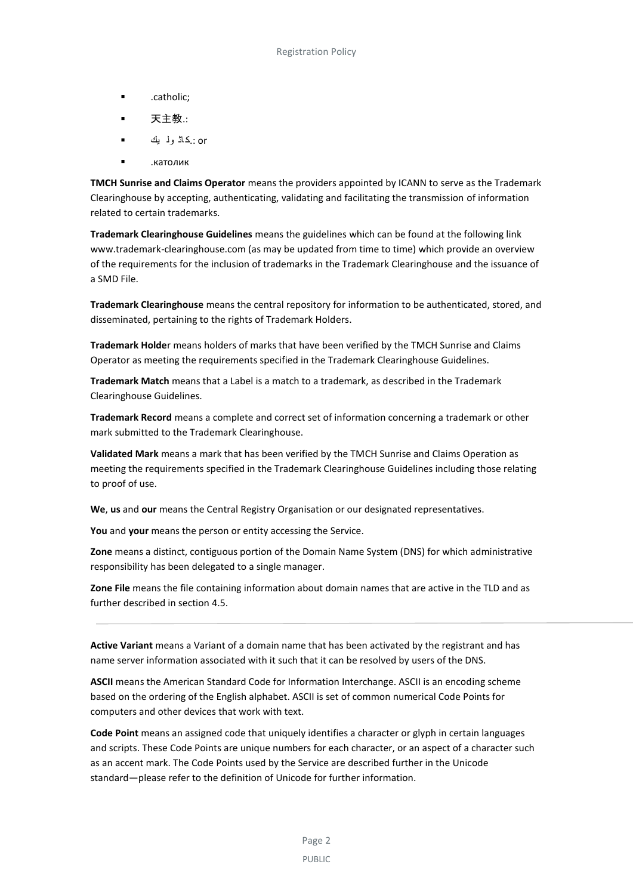- .catholic;
- 天主教.:
- .كاثوليك: or
- .католик

**TMCH Sunrise and Claims Operator** means the providers appointed by ICANN to serve as the Trademark Clearinghouse by accepting, authenticating, validating and facilitating the transmission of information related to certain trademarks.

**Trademark Clearinghouse Guidelines** means the guidelines which can be found at the following link www.trademark-clearinghouse.com (as may be updated from time to time) which provide an overview of the requirements for the inclusion of trademarks in the Trademark Clearinghouse and the issuance of a SMD File.

**Trademark Clearinghouse** means the central repository for information to be authenticated, stored, and disseminated, pertaining to the rights of Trademark Holders.

**Trademark Holder** means holders of marks that have been verified by the TMCH Sunrise and Claims Operator as meeting the requirements specified in the Trademark Clearinghouse Guidelines.

**Trademark Match** means that a Label is a match to a trademark, as described in the Trademark Clearinghouse Guidelines.

**Trademark Record** means a complete and correct set of information concerning a trademark or other mark submitted to the Trademark Clearinghouse.

**Validated Mark** means a mark that has been verified by the TMCH Sunrise and Claims Operation as meeting the requirements specified in the Trademark Clearinghouse Guidelines including those relating to proof of use.

**We**, **us** and **our** means the Central Registry Organisation or our designated representatives.

**You** and **your** means the person or entity accessing the Service.

**Zone** means a distinct, contiguous portion of the Domain Name System (DNS) for which administrative responsibility has been delegated to a single manager.

**Zone File** means the file containing information about domain names that are active in the TLD and as further described in section 4.5.

---

**Active Variant** means a Variant of a domain name that has been activated by the registrant and has name server information associated with it such that it can be resolved by users of the DNS.

**ASCII** means the American Standard Code for Information Interchange. ASCII is an encoding scheme based on the ordering of the English alphabet. ASCII is set of common numerical Code Points for computers and other devices that work with text.

**Code Point** means an assigned code that uniquely identifies a character or glyph in certain languages and scripts. These Code Points are unique numbers for each character, or an aspect of a character such as an accent mark. The Code Points used by the Service are described further in the Unicode standard—please refer to the definition of Unicode for further information.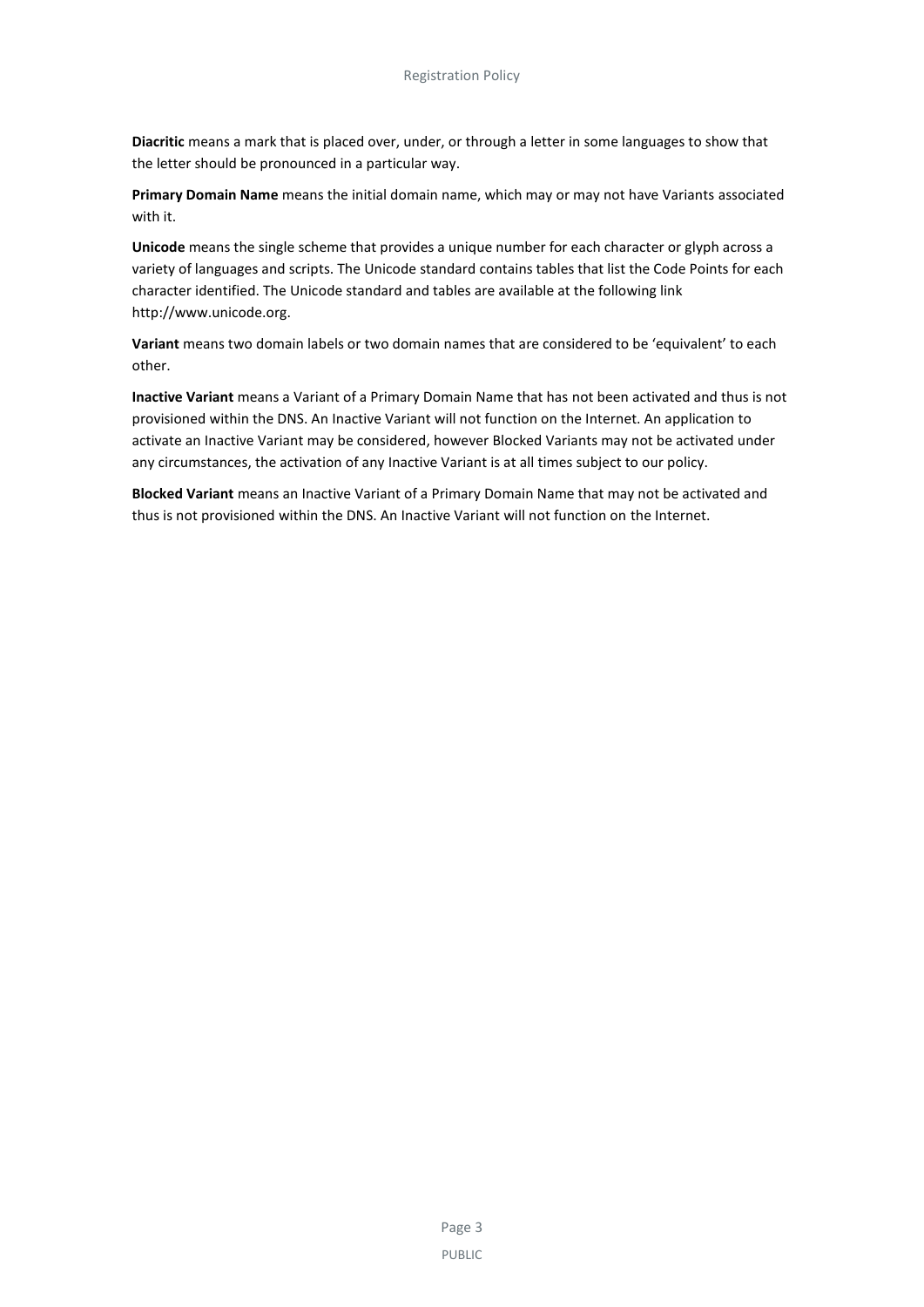**Diacritic** means a mark that is placed over, under, or through a letter in some languages to show that the letter should be pronounced in a particular way.

**Primary Domain Name** means the initial domain name, which may or may not have Variants associated with it.

**Unicode** means the single scheme that provides a unique number for each character or glyph across a variety of languages and scripts. The Unicode standard contains tables that list the Code Points for each character identified. The Unicode standard and tables are available at the following link http://www.unicode.org.

**Variant** means two domain labels or two domain names that are considered to be 'equivalent' to each other.

**Inactive Variant** means a Variant of a Primary Domain Name that has not been activated and thus is not provisioned within the DNS. An Inactive Variant will not function on the Internet. An application to activate an Inactive Variant may be considered, however Blocked Variants may not be activated under any circumstances, the activation of any Inactive Variant is at all times subject to our policy.

**Blocked Variant** means an Inactive Variant of a Primary Domain Name that may not be activated and thus is not provisioned within the DNS. An Inactive Variant will not function on the Internet.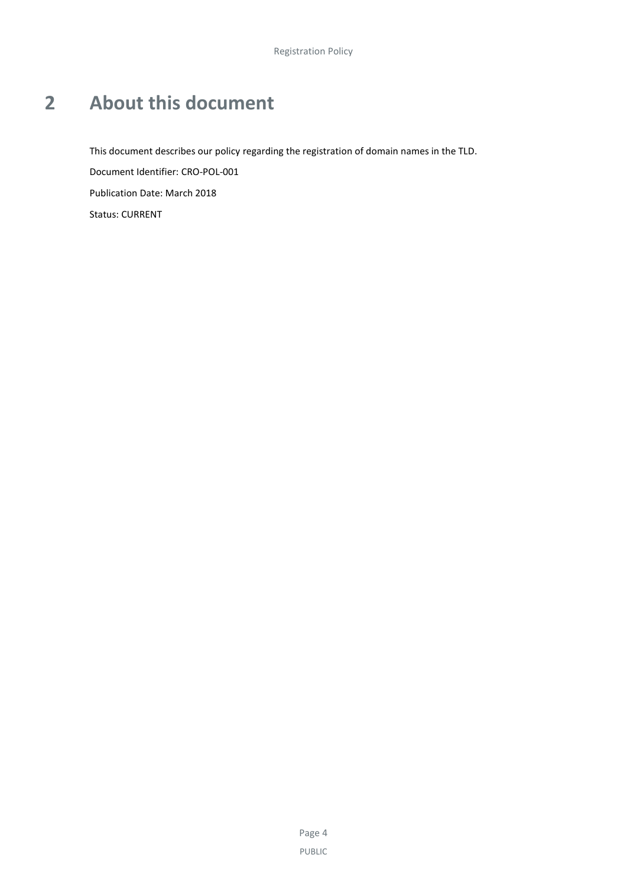# 2 About this document

This document describes our policy regarding the registration of domain names in the TLD.

Document Identifier: CRO-POL-001

Publication Date: March 2018

Status: CURRENT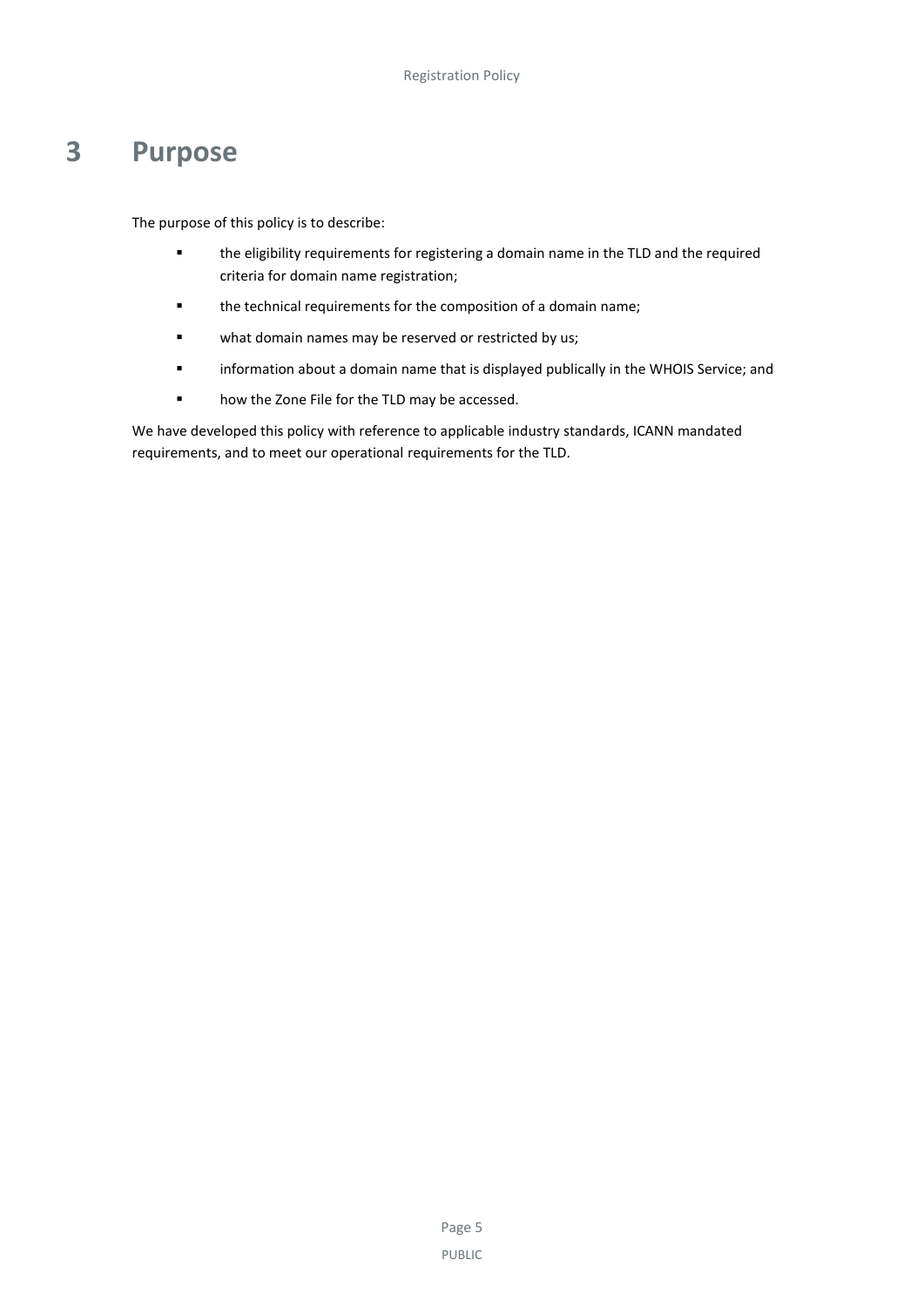# 3 Purpose

The purpose of this policy is to describe:

- the eligibility requirements for registering a domain name in the TLD and the required criteria for domain name registration;
- the technical requirements for the composition of a domain name;
- what domain names may be reserved or restricted by us;
- information about a domain name that is displayed publically in the WHOIS Service; and
- how the Zone File for the TLD may be accessed.

We have developed this policy with reference to applicable industry standards, ICANN mandated requirements, and to meet our operational requirements for the TLD.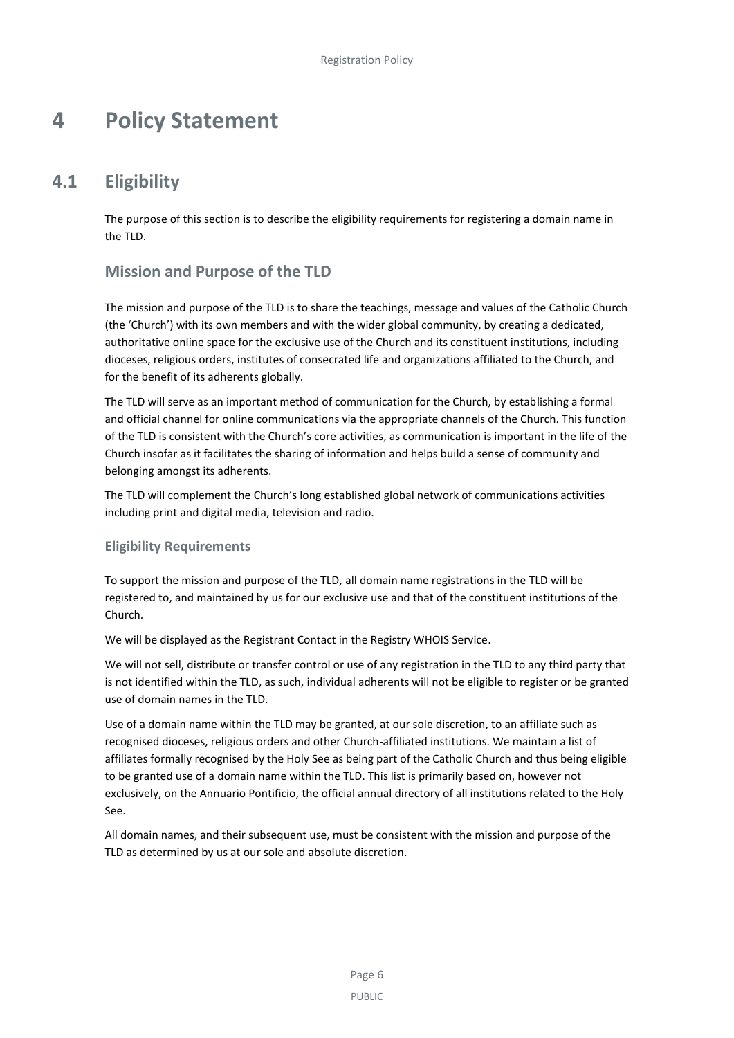# 4 Policy Statement

## 4.1 Eligibility

The purpose of this section is to describe the eligibility requirements for registering a domain name in the TLD.

### Mission and Purpose of the TLD

The mission and purpose of the TLD is to share the teachings, message and values of the Catholic Church (the 'Church') with its own members and with the wider global community, by creating a dedicated, authoritative online space for the exclusive use of the Church and its constituent institutions, including dioceses, religious orders, institutes of consecrated life and organizations affiliated to the Church, and for the benefit of its adherents globally.

The TLD will serve as an important method of communication for the Church, by establishing a formal and official channel for online communications via the appropriate channels of the Church. This function of the TLD is consistent with the Church's core activities, as communication is important in the life of the Church insofar as it facilitates the sharing of information and helps build a sense of community and belonging amongst its adherents.

The TLD will complement the Church's long established global network of communications activities including print and digital media, television and radio.

#### Eligibility Requirements

To support the mission and purpose of the TLD, all domain name registrations in the TLD will be registered to, and maintained by us for our exclusive use and that of the constituent institutions of the Church.

We will be displayed as the Registrant Contact in the Registry WHOIS Service.

We will not sell, distribute or transfer control or use of any registration in the TLD to any third party that is not identified within the TLD, as such, individual adherents will not be eligible to register or be granted use of domain names in the TLD.

Use of a domain name within the TLD may be granted, at our sole discretion, to an affiliate such as recognised dioceses, religious orders and other Church-affiliated institutions. We maintain a list of affiliates formally recognised by the Holy See as being part of the Catholic Church and thus being eligible to be granted use of a domain name within the TLD. This list is primarily based on, however not exclusively, on the Annuario Pontificio, the official annual directory of all institutions related to the Holy See.

All domain names, and their subsequent use, must be consistent with the mission and purpose of the TLD as determined by us at our sole and absolute discretion.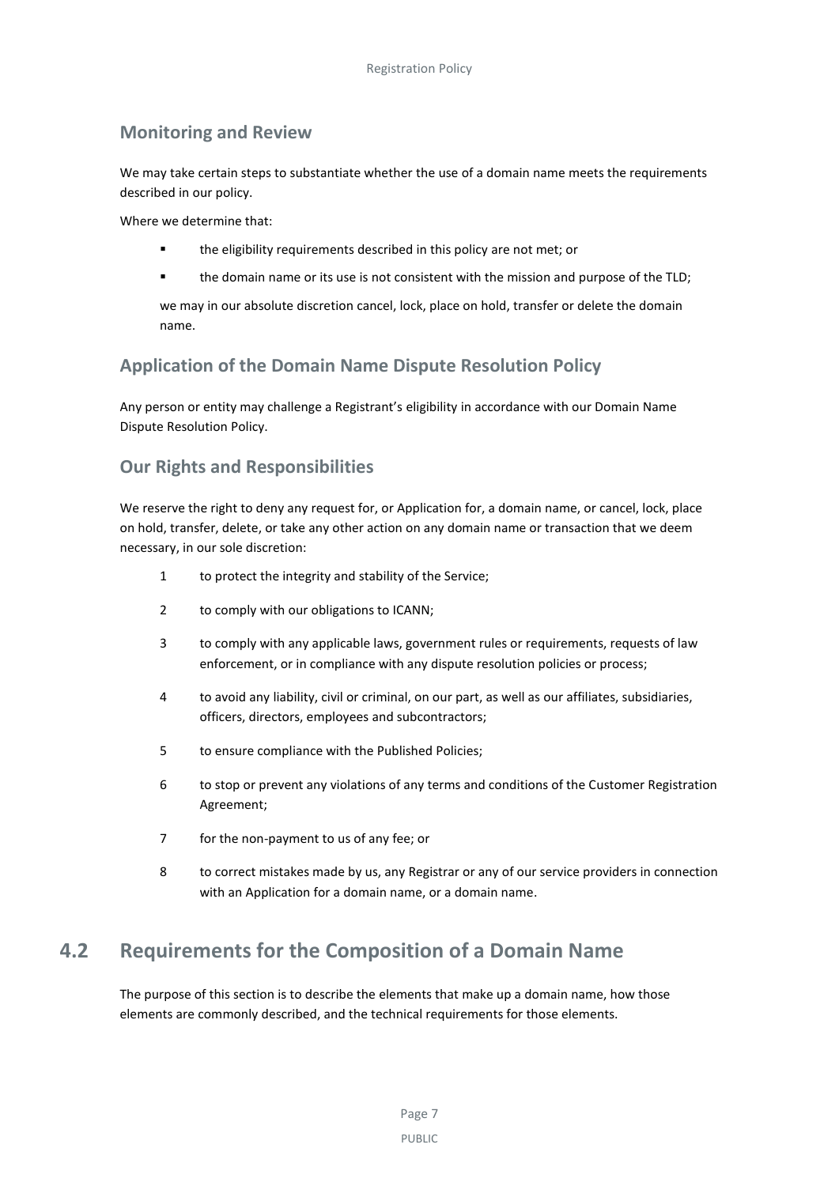### Monitoring and Review

We may take certain steps to substantiate whether the use of a domain name meets the requirements described in our policy.

Where we determine that:

- the eligibility requirements described in this policy are not met; or
- the domain name or its use is not consistent with the mission and purpose of the TLD;

we may in our absolute discretion cancel, lock, place on hold, transfer or delete the domain name.

### Application of the Domain Name Dispute Resolution Policy

Any person or entity may challenge a Registrant's eligibility in accordance with our Domain Name Dispute Resolution Policy.

### Our Rights and Responsibilities

We reserve the right to deny any request for, or Application for, a domain name, or cancel, lock, place on hold, transfer, delete, or take any other action on any domain name or transaction that we deem necessary, in our sole discretion:

1. to protect the integrity and stability of the Service;
2. to comply with our obligations to ICANN;
3. to comply with any applicable laws, government rules or requirements, requests of law enforcement, or in compliance with any dispute resolution policies or process;
4. to avoid any liability, civil or criminal, on our part, as well as our affiliates, subsidiaries, officers, directors, employees and subcontractors;
5. to ensure compliance with the Published Policies;
6. to stop or prevent any violations of any terms and conditions of the Customer Registration Agreement;
7. for the non-payment to us of any fee; or
8. to correct mistakes made by us, any Registrar or any of our service providers in connection with an Application for a domain name, or a domain name.

## 4.2 Requirements for the Composition of a Domain Name

The purpose of this section is to describe the elements that make up a domain name, how those elements are commonly described, and the technical requirements for those elements.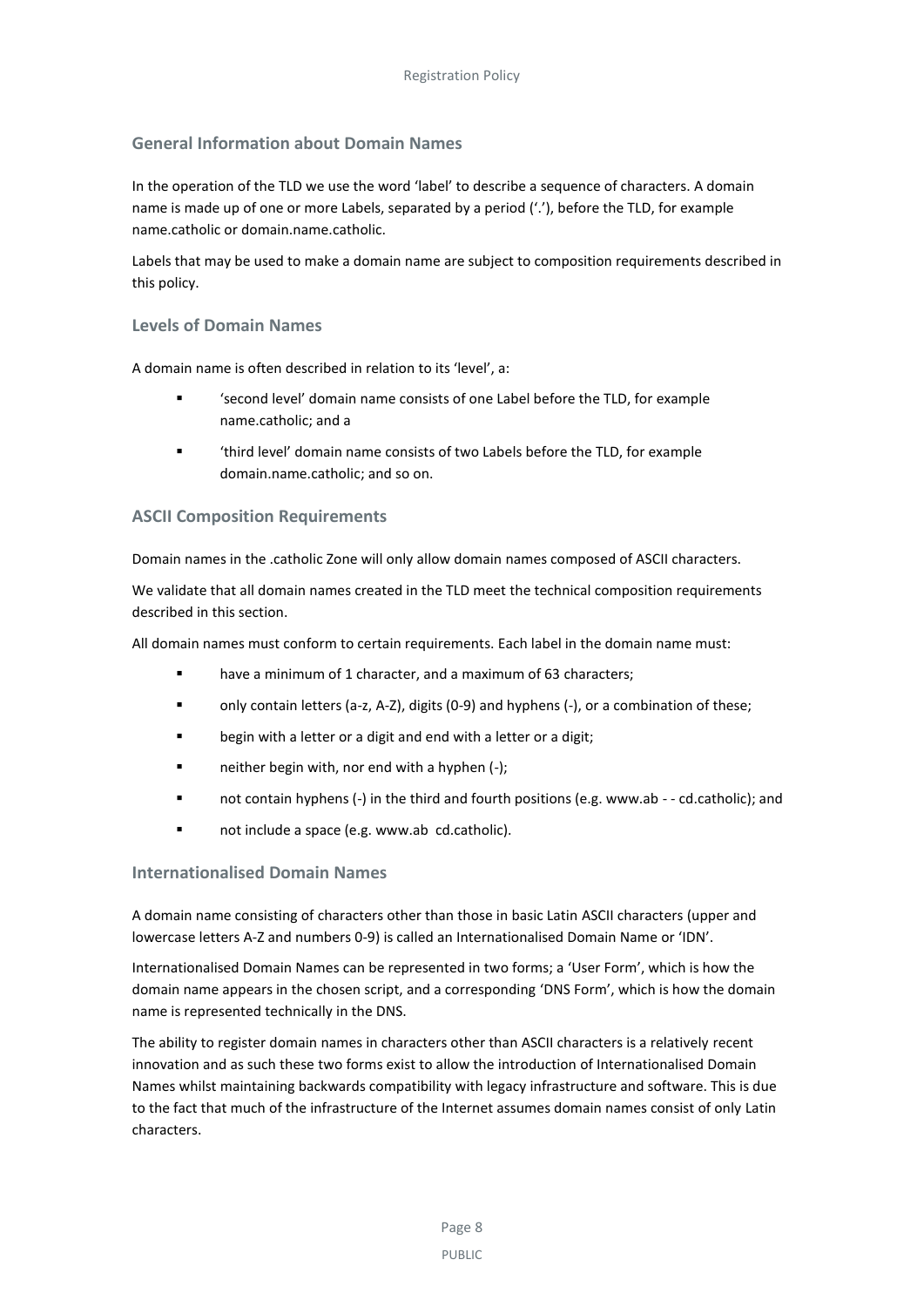## General Information about Domain Names

In the operation of the TLD we use the word 'label' to describe a sequence of characters. A domain name is made up of one or more Labels, separated by a period ('.'), before the TLD, for example name.catholic or domain.name.catholic.

Labels that may be used to make a domain name are subject to composition requirements described in this policy.

### Levels of Domain Names

A domain name is often described in relation to its 'level', a:

- 'second level' domain name consists of one Label before the TLD, for example name.catholic; and a
- 'third level' domain name consists of two Labels before the TLD, for example domain.name.catholic; and so on.

### ASCII Composition Requirements

Domain names in the .catholic Zone will only allow domain names composed of ASCII characters.

We validate that all domain names created in the TLD meet the technical composition requirements described in this section.

All domain names must conform to certain requirements. Each label in the domain name must:

- have a minimum of 1 character, and a maximum of 63 characters;
- only contain letters (a-z, A-Z), digits (0-9) and hyphens (-), or a combination of these;
- begin with a letter or a digit and end with a letter or a digit;
- neither begin with, nor end with a hyphen (-);
- not contain hyphens (-) in the third and fourth positions (e.g. www.ab - - cd.catholic); and
- not include a space (e.g. www.ab  cd.catholic).

### Internationalised Domain Names

A domain name consisting of characters other than those in basic Latin ASCII characters (upper and lowercase letters A-Z and numbers 0-9) is called an Internationalised Domain Name or 'IDN'.

Internationalised Domain Names can be represented in two forms; a 'User Form', which is how the domain name appears in the chosen script, and a corresponding 'DNS Form', which is how the domain name is represented technically in the DNS.

The ability to register domain names in characters other than ASCII characters is a relatively recent innovation and as such these two forms exist to allow the introduction of Internationalised Domain Names whilst maintaining backwards compatibility with legacy infrastructure and software. This is due to the fact that much of the infrastructure of the Internet assumes domain names consist of only Latin characters.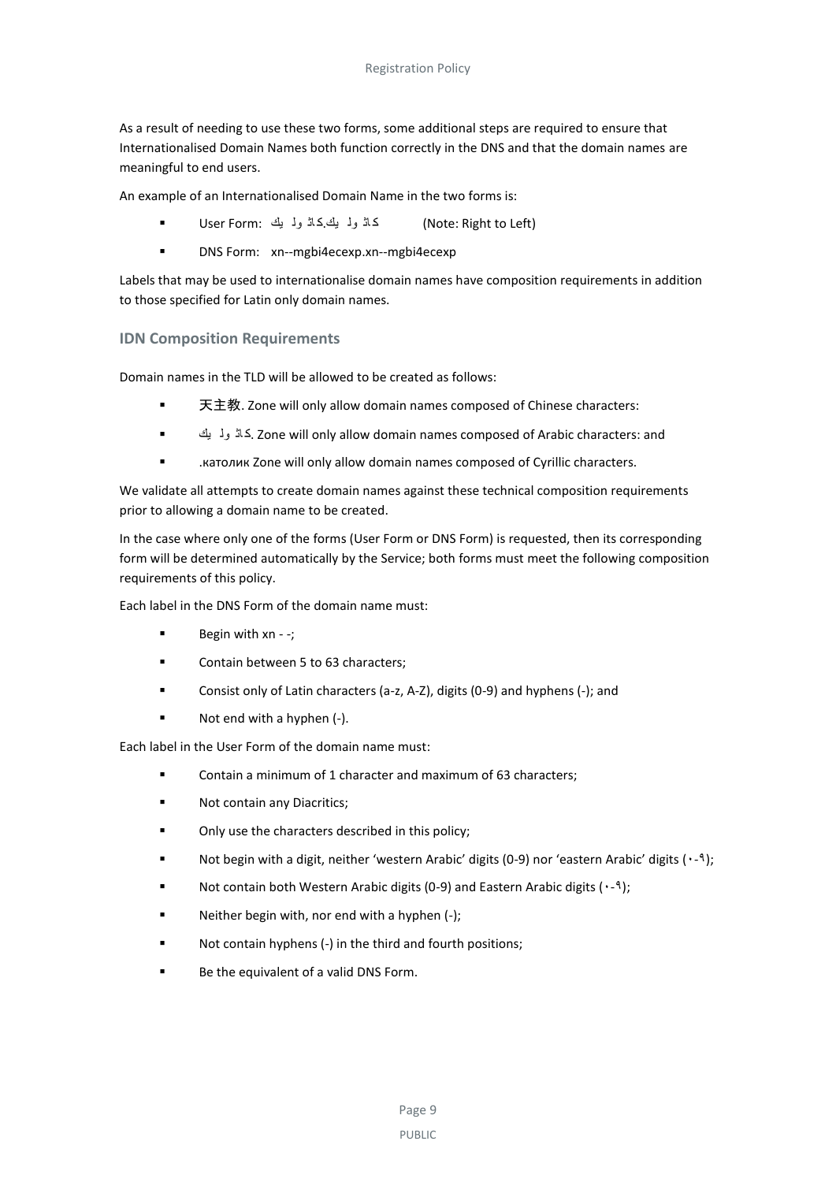As a result of needing to use these two forms, some additional steps are required to ensure that Internationalised Domain Names both function correctly in the DNS and that the domain names are meaningful to end users.

An example of an Internationalised Domain Name in the two forms is:

- User Form: كاثوليك.كاثوليك (Note: Right to Left)
- DNS Form: xn--mgbi4ecexp.xn--mgbi4ecexp

Labels that may be used to internationalise domain names have composition requirements in addition to those specified for Latin only domain names.

### IDN Composition Requirements

Domain names in the TLD will be allowed to be created as follows:

- 天主教. Zone will only allow domain names composed of Chinese characters:
- كاثوليك. Zone will only allow domain names composed of Arabic characters: and
- .католик Zone will only allow domain names composed of Cyrillic characters.

We validate all attempts to create domain names against these technical composition requirements prior to allowing a domain name to be created.

In the case where only one of the forms (User Form or DNS Form) is requested, then its corresponding form will be determined automatically by the Service; both forms must meet the following composition requirements of this policy.

Each label in the DNS Form of the domain name must:

- Begin with xn - -;
- Contain between 5 to 63 characters;
- Consist only of Latin characters (a-z, A-Z), digits (0-9) and hyphens (-); and
- Not end with a hyphen (-).

Each label in the User Form of the domain name must:

- Contain a minimum of 1 character and maximum of 63 characters;
- Not contain any Diacritics;
- Only use the characters described in this policy;
- Not begin with a digit, neither 'western Arabic' digits (0-9) nor 'eastern Arabic' digits (٠-٩);
- Not contain both Western Arabic digits (0-9) and Eastern Arabic digits (٠-٩);
- Neither begin with, nor end with a hyphen (-);
- Not contain hyphens (-) in the third and fourth positions;
- Be the equivalent of a valid DNS Form.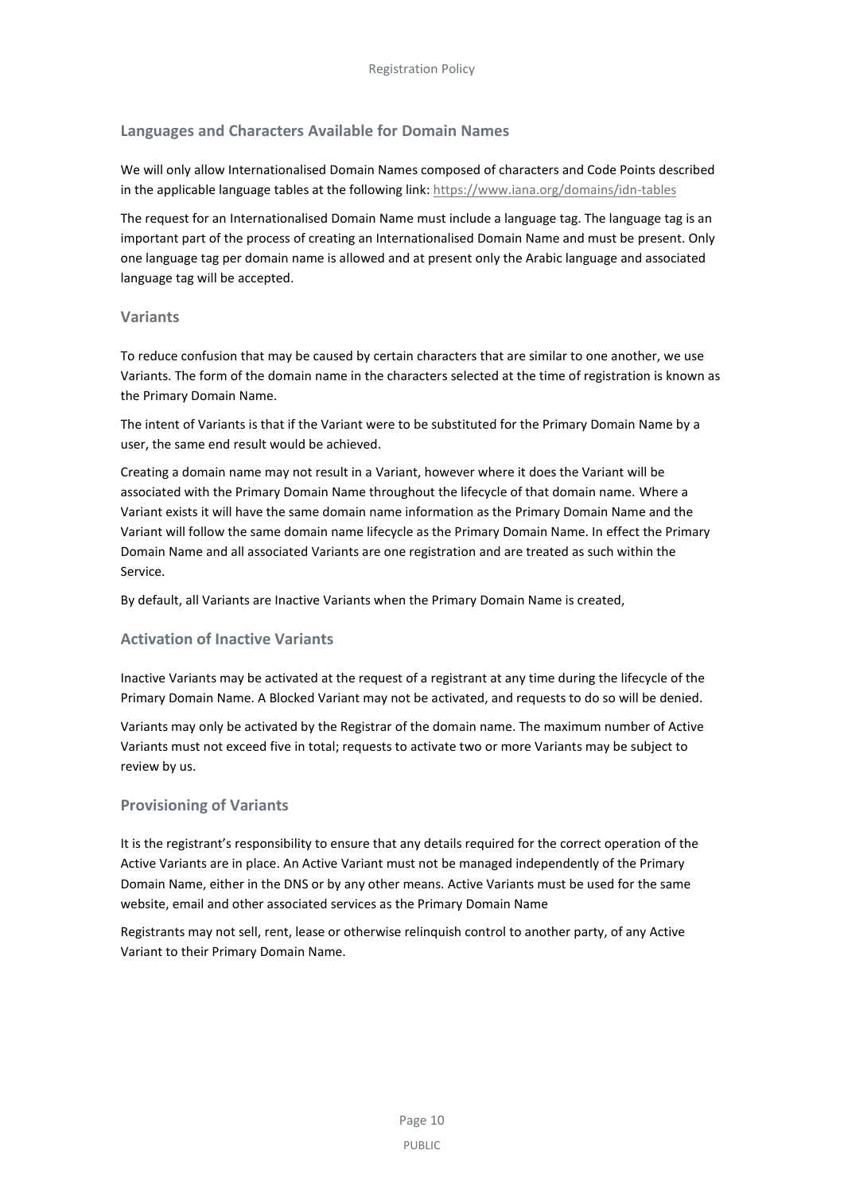## Languages and Characters Available for Domain Names

We will only allow Internationalised Domain Names composed of characters and Code Points described in the applicable language tables at the following link: https://www.iana.org/domains/idn-tables

The request for an Internationalised Domain Name must include a language tag. The language tag is an important part of the process of creating an Internationalised Domain Name and must be present. Only one language tag per domain name is allowed and at present only the Arabic language and associated language tag will be accepted.

## Variants

To reduce confusion that may be caused by certain characters that are similar to one another, we use Variants. The form of the domain name in the characters selected at the time of registration is known as the Primary Domain Name.

The intent of Variants is that if the Variant were to be substituted for the Primary Domain Name by a user, the same end result would be achieved.

Creating a domain name may not result in a Variant, however where it does the Variant will be associated with the Primary Domain Name throughout the lifecycle of that domain name. Where a Variant exists it will have the same domain name information as the Primary Domain Name and the Variant will follow the same domain name lifecycle as the Primary Domain Name. In effect the Primary Domain Name and all associated Variants are one registration and are treated as such within the Service.

By default, all Variants are Inactive Variants when the Primary Domain Name is created,

## Activation of Inactive Variants

Inactive Variants may be activated at the request of a registrant at any time during the lifecycle of the Primary Domain Name. A Blocked Variant may not be activated, and requests to do so will be denied.

Variants may only be activated by the Registrar of the domain name. The maximum number of Active Variants must not exceed five in total; requests to activate two or more Variants may be subject to review by us.

## Provisioning of Variants

It is the registrant's responsibility to ensure that any details required for the correct operation of the Active Variants are in place. An Active Variant must not be managed independently of the Primary Domain Name, either in the DNS or by any other means. Active Variants must be used for the same website, email and other associated services as the Primary Domain Name

Registrants may not sell, rent, lease or otherwise relinquish control to another party, of any Active Variant to their Primary Domain Name.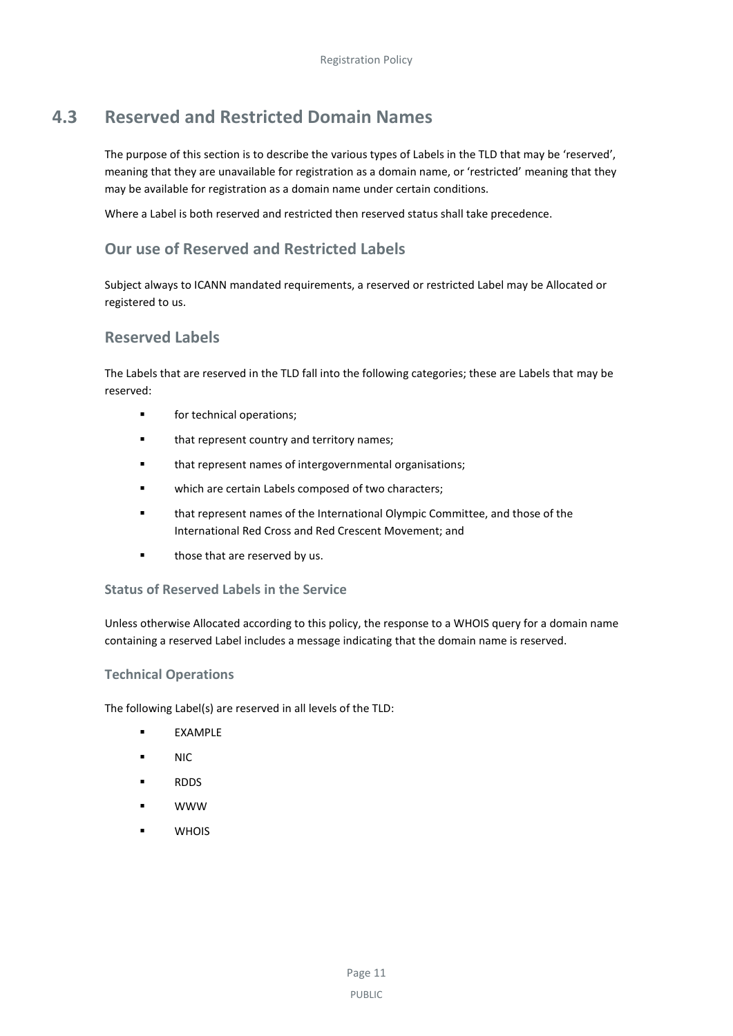## 4.3 Reserved and Restricted Domain Names

The purpose of this section is to describe the various types of Labels in the TLD that may be 'reserved', meaning that they are unavailable for registration as a domain name, or 'restricted' meaning that they may be available for registration as a domain name under certain conditions.

Where a Label is both reserved and restricted then reserved status shall take precedence.

### Our use of Reserved and Restricted Labels

Subject always to ICANN mandated requirements, a reserved or restricted Label may be Allocated or registered to us.

### Reserved Labels

The Labels that are reserved in the TLD fall into the following categories; these are Labels that may be reserved:

- for technical operations;
- that represent country and territory names;
- that represent names of intergovernmental organisations;
- which are certain Labels composed of two characters;
- that represent names of the International Olympic Committee, and those of the International Red Cross and Red Crescent Movement; and
- those that are reserved by us.

#### Status of Reserved Labels in the Service

Unless otherwise Allocated according to this policy, the response to a WHOIS query for a domain name containing a reserved Label includes a message indicating that the domain name is reserved.

#### Technical Operations

The following Label(s) are reserved in all levels of the TLD:

- EXAMPLE
- NIC
- RDDS
- WWW
- WHOIS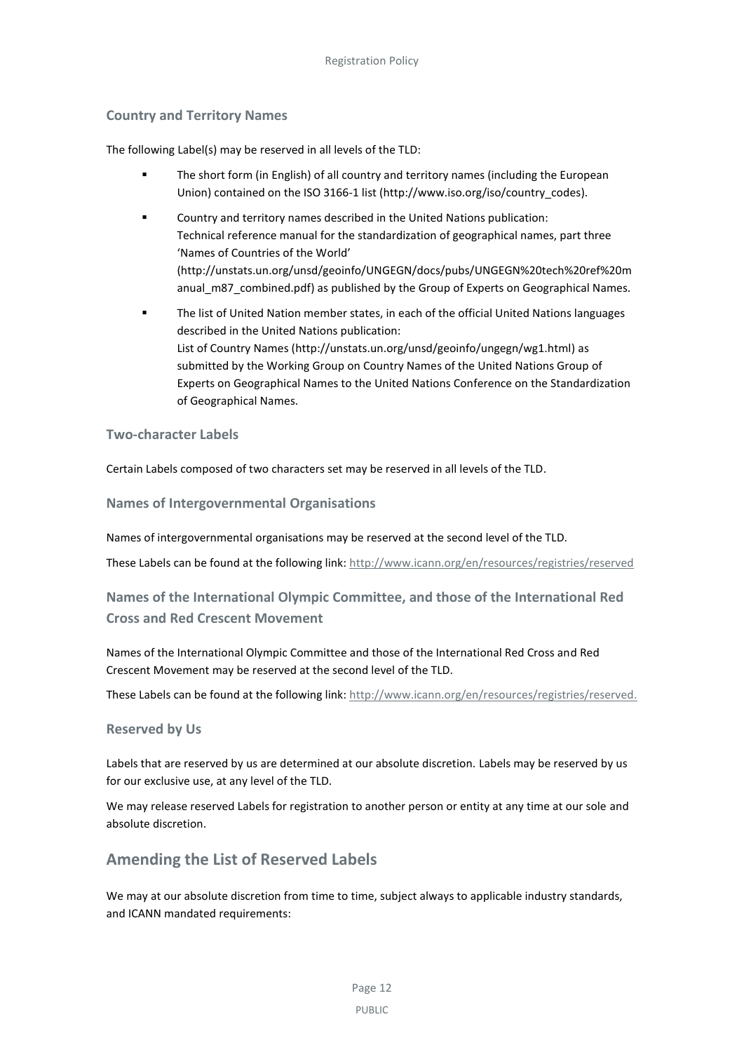### Country and Territory Names

The following Label(s) may be reserved in all levels of the TLD:

- The short form (in English) of all country and territory names (including the European Union) contained on the ISO 3166-1 list (http://www.iso.org/iso/country_codes).
- Country and territory names described in the United Nations publication: Technical reference manual for the standardization of geographical names, part three 'Names of Countries of the World' (http://unstats.un.org/unsd/geoinfo/UNGEGN/docs/pubs/UNGEGN%20tech%20ref%20manual_m87_combined.pdf) as published by the Group of Experts on Geographical Names.
- The list of United Nation member states, in each of the official United Nations languages described in the United Nations publication: List of Country Names (http://unstats.un.org/unsd/geoinfo/ungegn/wg1.html) as submitted by the Working Group on Country Names of the United Nations Group of Experts on Geographical Names to the United Nations Conference on the Standardization of Geographical Names.

### Two-character Labels

Certain Labels composed of two characters set may be reserved in all levels of the TLD.

### Names of Intergovernmental Organisations

Names of intergovernmental organisations may be reserved at the second level of the TLD.

These Labels can be found at the following link: http://www.icann.org/en/resources/registries/reserved

### Names of the International Olympic Committee, and those of the International Red Cross and Red Crescent Movement

Names of the International Olympic Committee and those of the International Red Cross and Red Crescent Movement may be reserved at the second level of the TLD.

These Labels can be found at the following link: http://www.icann.org/en/resources/registries/reserved.

### Reserved by Us

Labels that are reserved by us are determined at our absolute discretion. Labels may be reserved by us for our exclusive use, at any level of the TLD.

We may release reserved Labels for registration to another person or entity at any time at our sole and absolute discretion.

## Amending the List of Reserved Labels

We may at our absolute discretion from time to time, subject always to applicable industry standards, and ICANN mandated requirements: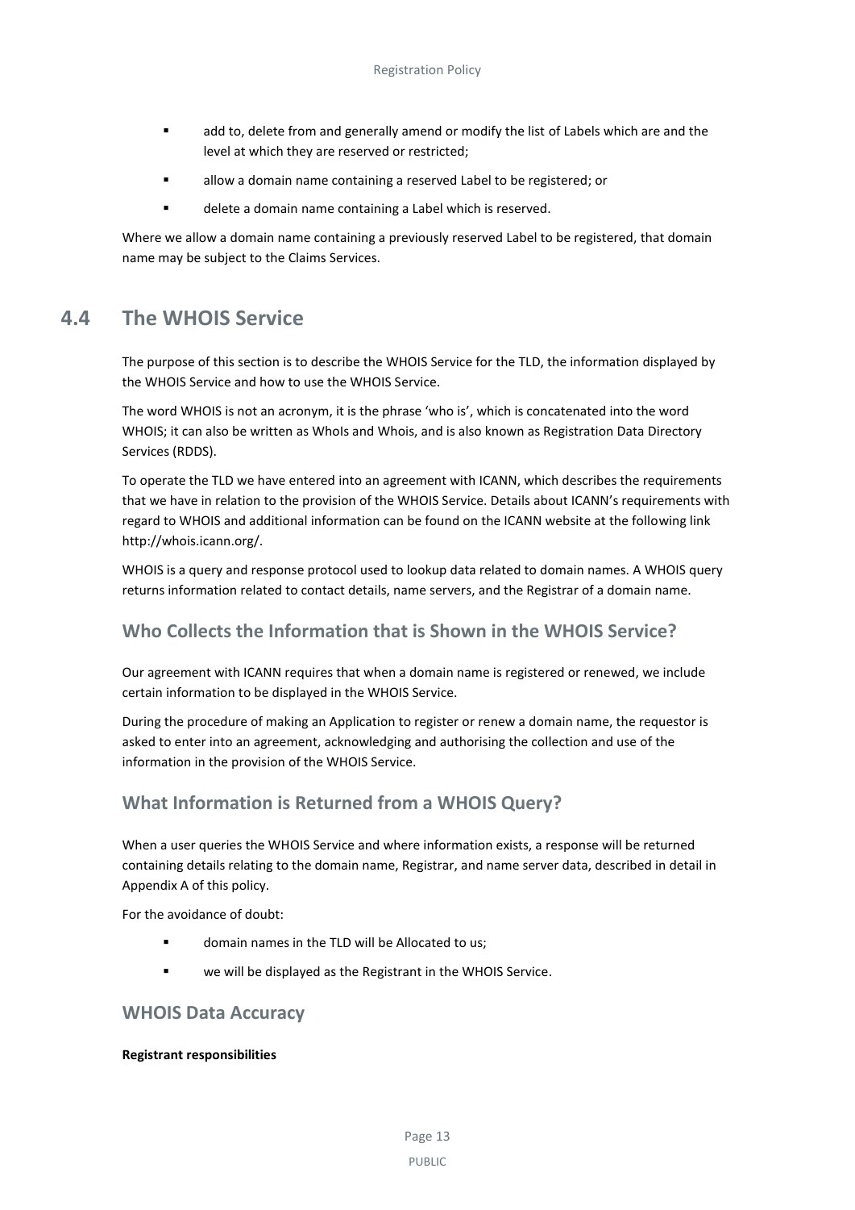- add to, delete from and generally amend or modify the list of Labels which are and the level at which they are reserved or restricted;
- allow a domain name containing a reserved Label to be registered; or
- delete a domain name containing a Label which is reserved.

Where we allow a domain name containing a previously reserved Label to be registered, that domain name may be subject to the Claims Services.

## 4.4 The WHOIS Service

The purpose of this section is to describe the WHOIS Service for the TLD, the information displayed by the WHOIS Service and how to use the WHOIS Service.

The word WHOIS is not an acronym, it is the phrase 'who is', which is concatenated into the word WHOIS; it can also be written as WhoIs and Whois, and is also known as Registration Data Directory Services (RDDS).

To operate the TLD we have entered into an agreement with ICANN, which describes the requirements that we have in relation to the provision of the WHOIS Service. Details about ICANN's requirements with regard to WHOIS and additional information can be found on the ICANN website at the following link http://whois.icann.org/.

WHOIS is a query and response protocol used to lookup data related to domain names. A WHOIS query returns information related to contact details, name servers, and the Registrar of a domain name.

### Who Collects the Information that is Shown in the WHOIS Service?

Our agreement with ICANN requires that when a domain name is registered or renewed, we include certain information to be displayed in the WHOIS Service.

During the procedure of making an Application to register or renew a domain name, the requestor is asked to enter into an agreement, acknowledging and authorising the collection and use of the information in the provision of the WHOIS Service.

### What Information is Returned from a WHOIS Query?

When a user queries the WHOIS Service and where information exists, a response will be returned containing details relating to the domain name, Registrar, and name server data, described in detail in Appendix A of this policy.

For the avoidance of doubt:

- domain names in the TLD will be Allocated to us;
- we will be displayed as the Registrant in the WHOIS Service.

### WHOIS Data Accuracy

**Registrant responsibilities**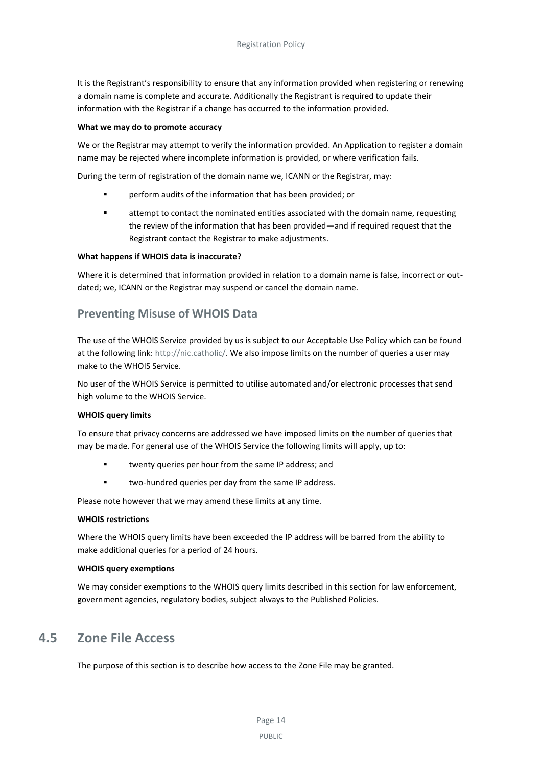It is the Registrant's responsibility to ensure that any information provided when registering or renewing a domain name is complete and accurate. Additionally the Registrant is required to update their information with the Registrar if a change has occurred to the information provided.

**What we may do to promote accuracy**

We or the Registrar may attempt to verify the information provided. An Application to register a domain name may be rejected where incomplete information is provided, or where verification fails.

During the term of registration of the domain name we, ICANN or the Registrar, may:

- perform audits of the information that has been provided; or
- attempt to contact the nominated entities associated with the domain name, requesting the review of the information that has been provided—and if required request that the Registrant contact the Registrar to make adjustments.

**What happens if WHOIS data is inaccurate?**

Where it is determined that information provided in relation to a domain name is false, incorrect or out-dated; we, ICANN or the Registrar may suspend or cancel the domain name.

### Preventing Misuse of WHOIS Data

The use of the WHOIS Service provided by us is subject to our Acceptable Use Policy which can be found at the following link: http://nic.catholic/. We also impose limits on the number of queries a user may make to the WHOIS Service.

No user of the WHOIS Service is permitted to utilise automated and/or electronic processes that send high volume to the WHOIS Service.

**WHOIS query limits**

To ensure that privacy concerns are addressed we have imposed limits on the number of queries that may be made. For general use of the WHOIS Service the following limits will apply, up to:

- twenty queries per hour from the same IP address; and
- two-hundred queries per day from the same IP address.

Please note however that we may amend these limits at any time.

**WHOIS restrictions**

Where the WHOIS query limits have been exceeded the IP address will be barred from the ability to make additional queries for a period of 24 hours.

**WHOIS query exemptions**

We may consider exemptions to the WHOIS query limits described in this section for law enforcement, government agencies, regulatory bodies, subject always to the Published Policies.

## 4.5 Zone File Access

The purpose of this section is to describe how access to the Zone File may be granted.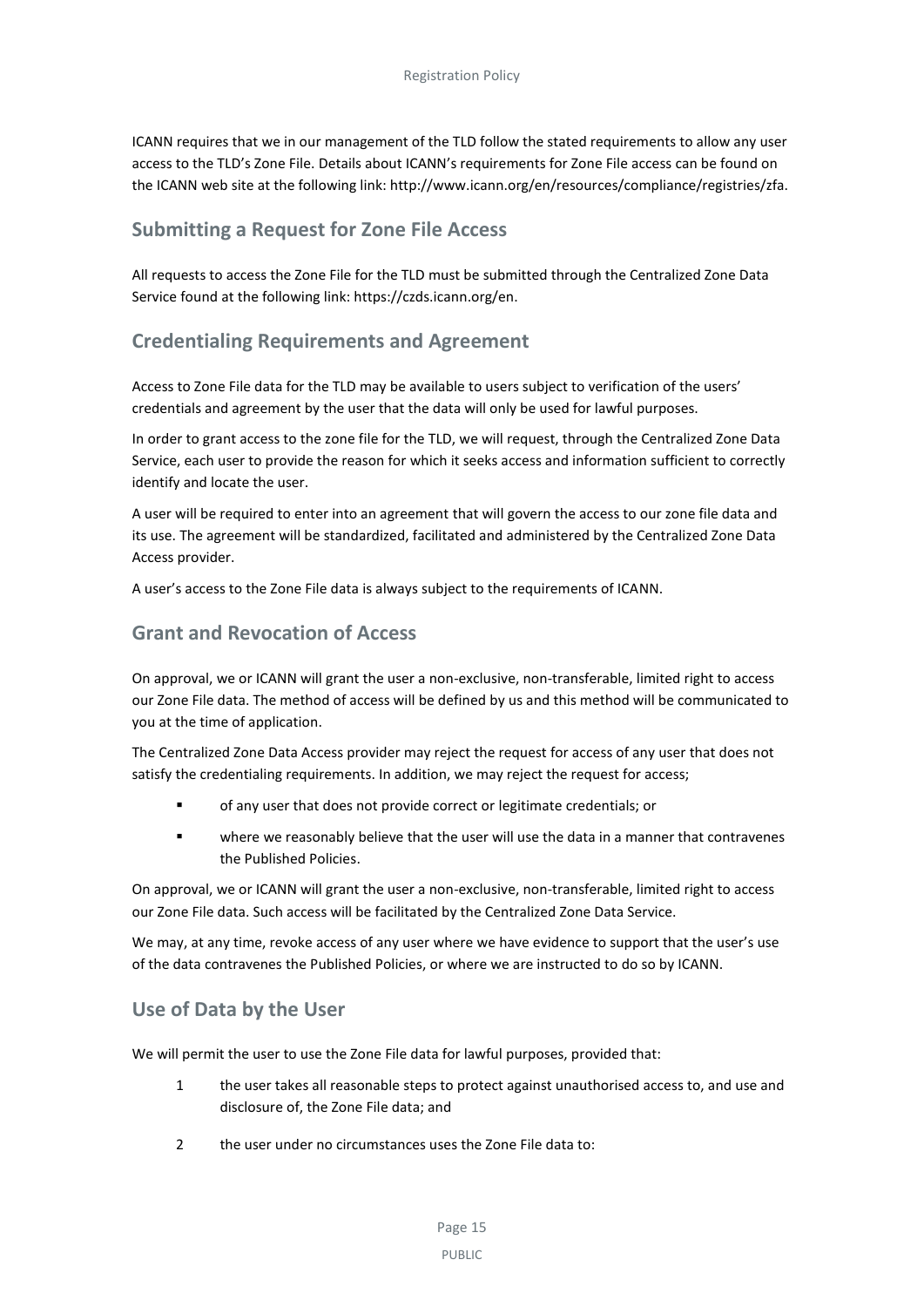ICANN requires that we in our management of the TLD follow the stated requirements to allow any user access to the TLD's Zone File. Details about ICANN's requirements for Zone File access can be found on the ICANN web site at the following link: http://www.icann.org/en/resources/compliance/registries/zfa.

## Submitting a Request for Zone File Access

All requests to access the Zone File for the TLD must be submitted through the Centralized Zone Data Service found at the following link: https://czds.icann.org/en.

## Credentialing Requirements and Agreement

Access to Zone File data for the TLD may be available to users subject to verification of the users' credentials and agreement by the user that the data will only be used for lawful purposes.

In order to grant access to the zone file for the TLD, we will request, through the Centralized Zone Data Service, each user to provide the reason for which it seeks access and information sufficient to correctly identify and locate the user.

A user will be required to enter into an agreement that will govern the access to our zone file data and its use. The agreement will be standardized, facilitated and administered by the Centralized Zone Data Access provider.

A user's access to the Zone File data is always subject to the requirements of ICANN.

## Grant and Revocation of Access

On approval, we or ICANN will grant the user a non-exclusive, non-transferable, limited right to access our Zone File data. The method of access will be defined by us and this method will be communicated to you at the time of application.

The Centralized Zone Data Access provider may reject the request for access of any user that does not satisfy the credentialing requirements. In addition, we may reject the request for access;

- of any user that does not provide correct or legitimate credentials; or
- where we reasonably believe that the user will use the data in a manner that contravenes the Published Policies.

On approval, we or ICANN will grant the user a non-exclusive, non-transferable, limited right to access our Zone File data. Such access will be facilitated by the Centralized Zone Data Service.

We may, at any time, revoke access of any user where we have evidence to support that the user's use of the data contravenes the Published Policies, or where we are instructed to do so by ICANN.

## Use of Data by the User

We will permit the user to use the Zone File data for lawful purposes, provided that:

1. the user takes all reasonable steps to protect against unauthorised access to, and use and disclosure of, the Zone File data; and
2. the user under no circumstances uses the Zone File data to: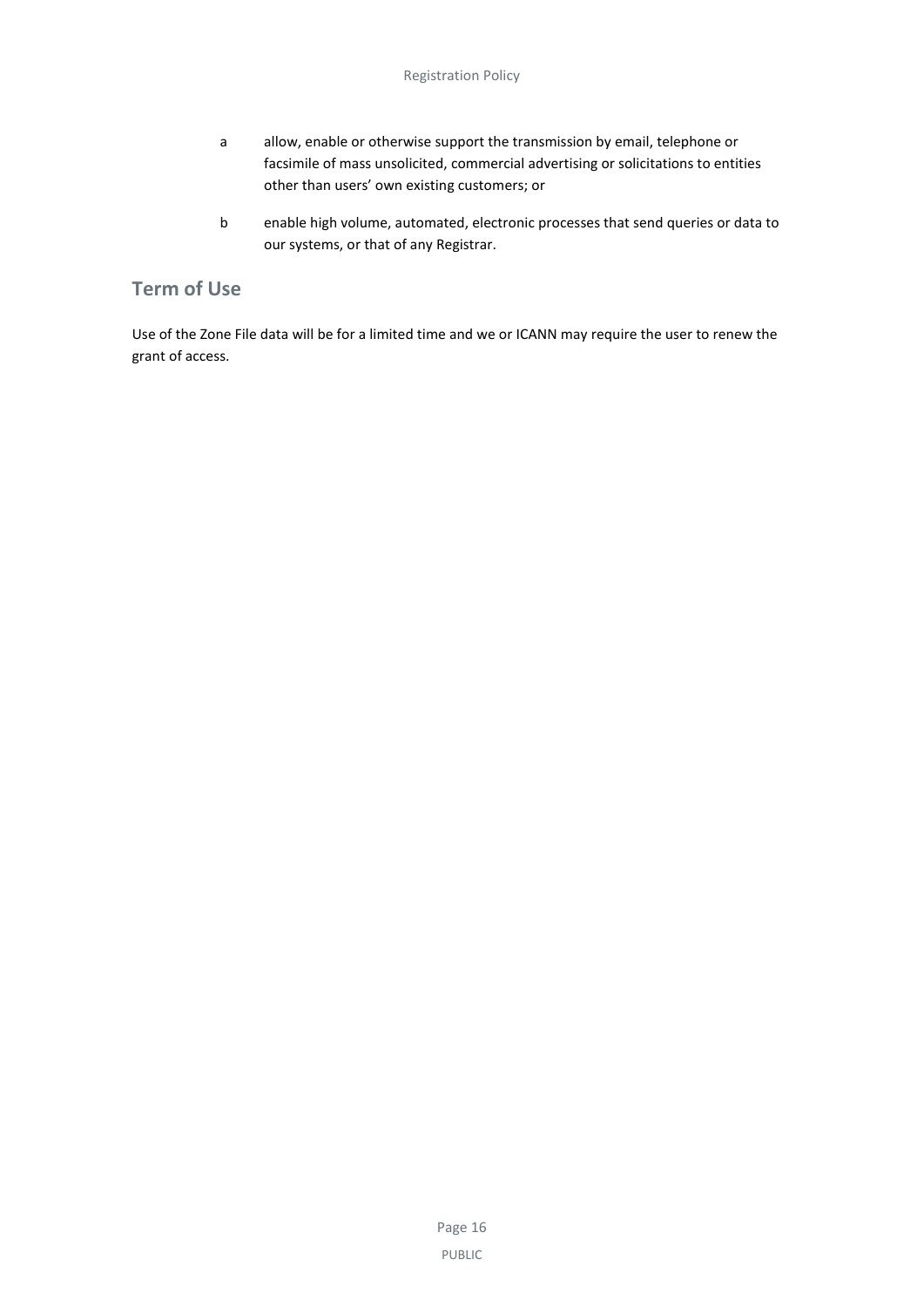a allow, enable or otherwise support the transmission by email, telephone or facsimile of mass unsolicited, commercial advertising or solicitations to entities other than users' own existing customers; or

b enable high volume, automated, electronic processes that send queries or data to our systems, or that of any Registrar.

## Term of Use

Use of the Zone File data will be for a limited time and we or ICANN may require the user to renew the grant of access.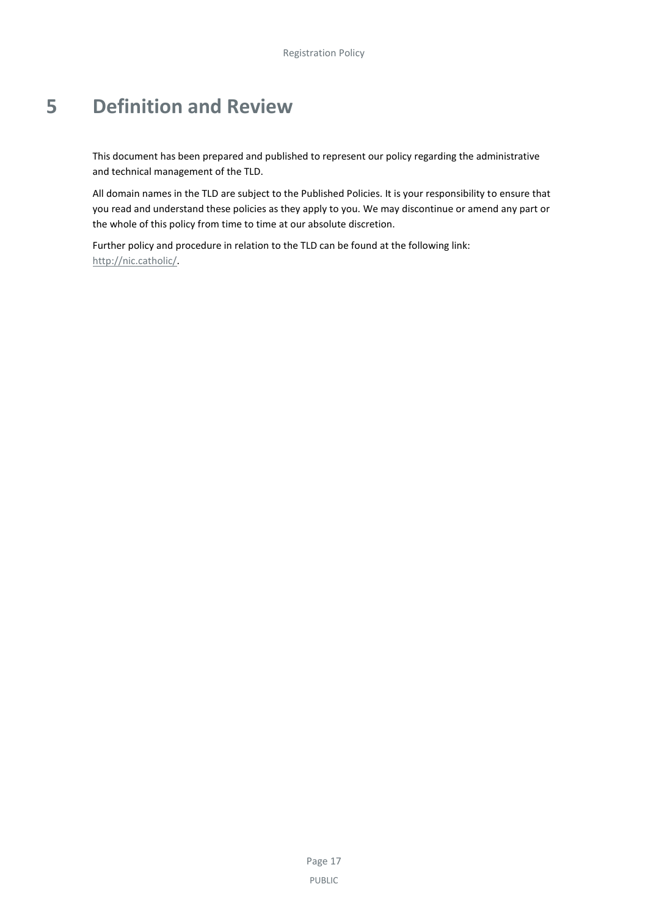# 5 Definition and Review

This document has been prepared and published to represent our policy regarding the administrative and technical management of the TLD.

All domain names in the TLD are subject to the Published Policies. It is your responsibility to ensure that you read and understand these policies as they apply to you. We may discontinue or amend any part or the whole of this policy from time to time at our absolute discretion.

Further policy and procedure in relation to the TLD can be found at the following link: http://nic.catholic/.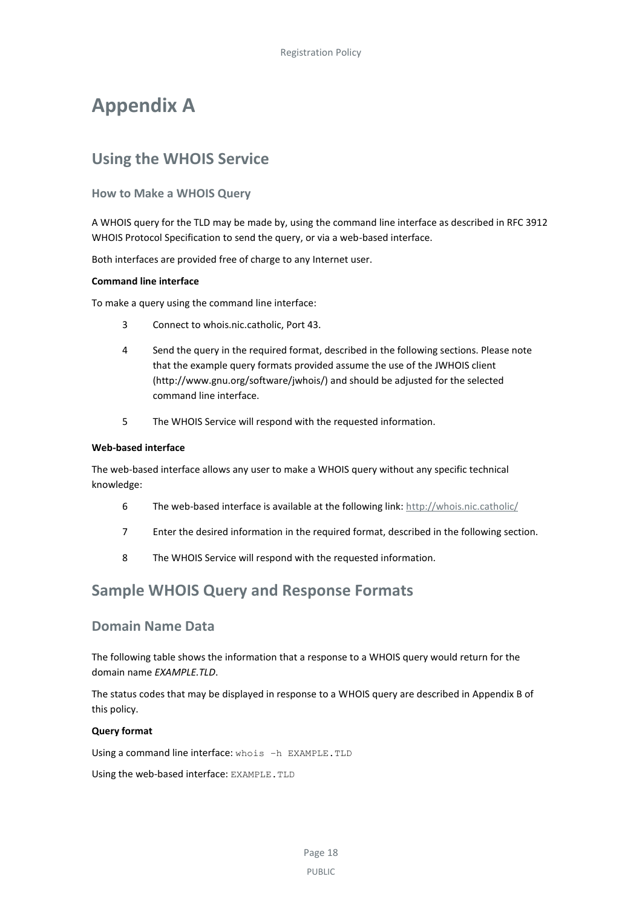# Appendix A

## Using the WHOIS Service

### How to Make a WHOIS Query

A WHOIS query for the TLD may be made by, using the command line interface as described in RFC 3912 WHOIS Protocol Specification to send the query, or via a web-based interface.

Both interfaces are provided free of charge to any Internet user.

**Command line interface**

To make a query using the command line interface:

3 Connect to whois.nic.catholic, Port 43.

4 Send the query in the required format, described in the following sections. Please note that the example query formats provided assume the use of the JWHOIS client (http://www.gnu.org/software/jwhois/) and should be adjusted for the selected command line interface.

5 The WHOIS Service will respond with the requested information.

**Web-based interface**

The web-based interface allows any user to make a WHOIS query without any specific technical knowledge:

6 The web-based interface is available at the following link: http://whois.nic.catholic/

7 Enter the desired information in the required format, described in the following section.

8 The WHOIS Service will respond with the requested information.

## Sample WHOIS Query and Response Formats

### Domain Name Data

The following table shows the information that a response to a WHOIS query would return for the domain name *EXAMPLE.TLD*.

The status codes that may be displayed in response to a WHOIS query are described in Appendix B of this policy.

**Query format**

Using a command line interface: `whois -h EXAMPLE.TLD`

Using the web-based interface: `EXAMPLE.TLD`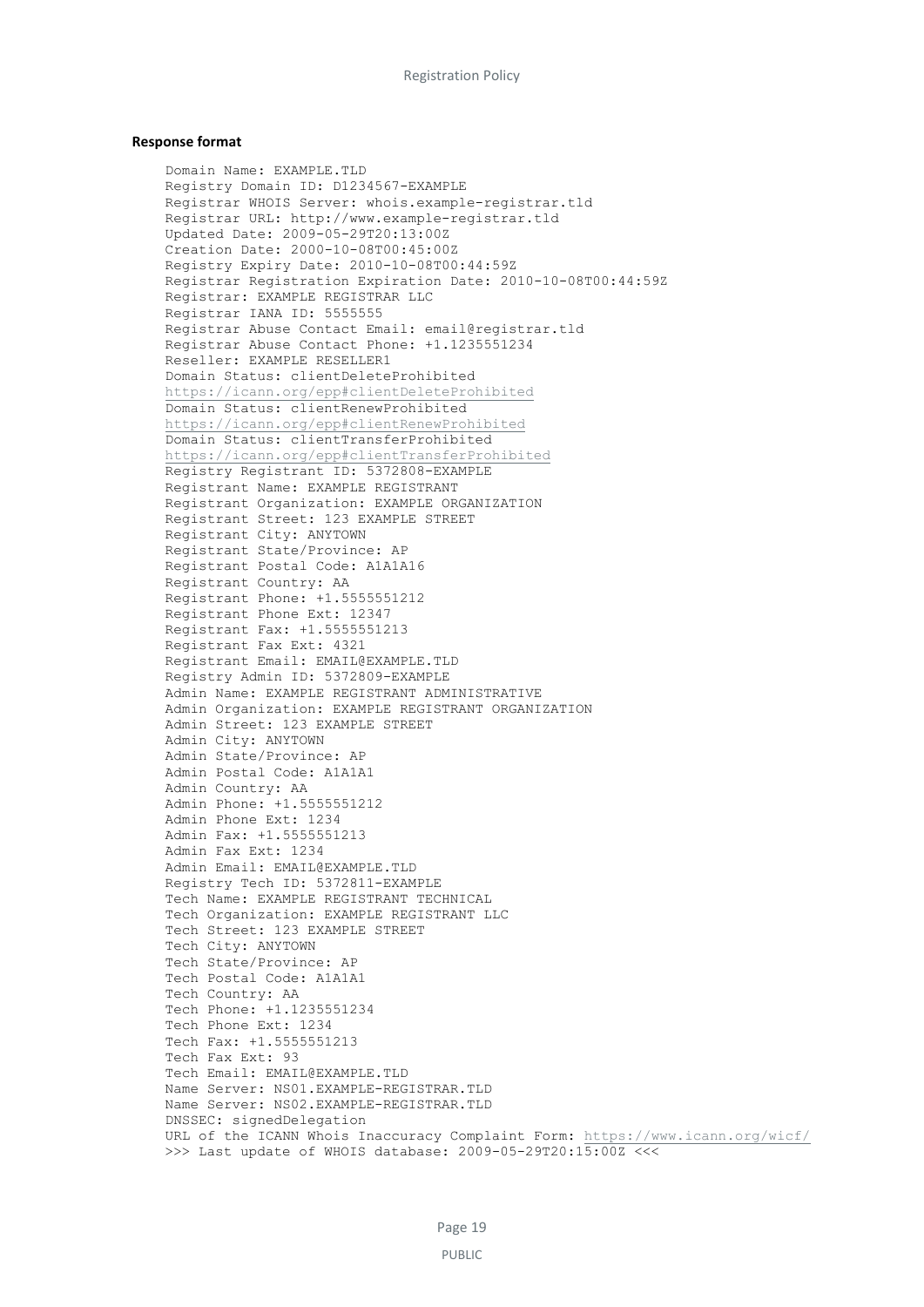**Response format**

```
Domain Name: EXAMPLE.TLD
Registry Domain ID: D1234567-EXAMPLE
Registrar WHOIS Server: whois.example-registrar.tld
Registrar URL: http://www.example-registrar.tld
Updated Date: 2009-05-29T20:13:00Z
Creation Date: 2000-10-08T00:45:00Z
Registry Expiry Date: 2010-10-08T00:44:59Z
Registrar Registration Expiration Date: 2010-10-08T00:44:59Z
Registrar: EXAMPLE REGISTRAR LLC
Registrar IANA ID: 5555555
Registrar Abuse Contact Email: email@registrar.tld
Registrar Abuse Contact Phone: +1.1235551234
Reseller: EXAMPLE RESELLER1
Domain Status: clientDeleteProhibited
https://icann.org/epp#clientDeleteProhibited
Domain Status: clientRenewProhibited
https://icann.org/epp#clientRenewProhibited
Domain Status: clientTransferProhibited
https://icann.org/epp#clientTransferProhibited
Registry Registrant ID: 5372808-EXAMPLE
Registrant Name: EXAMPLE REGISTRANT
Registrant Organization: EXAMPLE ORGANIZATION
Registrant Street: 123 EXAMPLE STREET
Registrant City: ANYTOWN
Registrant State/Province: AP
Registrant Postal Code: A1A1A16
Registrant Country: AA
Registrant Phone: +1.5555551212
Registrant Phone Ext: 12347
Registrant Fax: +1.5555551213
Registrant Fax Ext: 4321
Registrant Email: EMAIL@EXAMPLE.TLD
Registry Admin ID: 5372809-EXAMPLE
Admin Name: EXAMPLE REGISTRANT ADMINISTRATIVE
Admin Organization: EXAMPLE REGISTRANT ORGANIZATION
Admin Street: 123 EXAMPLE STREET
Admin City: ANYTOWN
Admin State/Province: AP
Admin Postal Code: A1A1A1
Admin Country: AA
Admin Phone: +1.5555551212
Admin Phone Ext: 1234
Admin Fax: +1.5555551213
Admin Fax Ext: 1234
Admin Email: EMAIL@EXAMPLE.TLD
Registry Tech ID: 5372811-EXAMPLE
Tech Name: EXAMPLE REGISTRANT TECHNICAL
Tech Organization: EXAMPLE REGISTRANT LLC
Tech Street: 123 EXAMPLE STREET
Tech City: ANYTOWN
Tech State/Province: AP
Tech Postal Code: A1A1A1
Tech Country: AA
Tech Phone: +1.1235551234
Tech Phone Ext: 1234
Tech Fax: +1.5555551213
Tech Fax Ext: 93
Tech Email: EMAIL@EXAMPLE.TLD
Name Server: NS01.EXAMPLE-REGISTRAR.TLD
Name Server: NS02.EXAMPLE-REGISTRAR.TLD
DNSSEC: signedDelegation
URL of the ICANN Whois Inaccuracy Complaint Form: https://www.icann.org/wicf/
>>> Last update of WHOIS database: 2009-05-29T20:15:00Z <<<
```

PUBLIC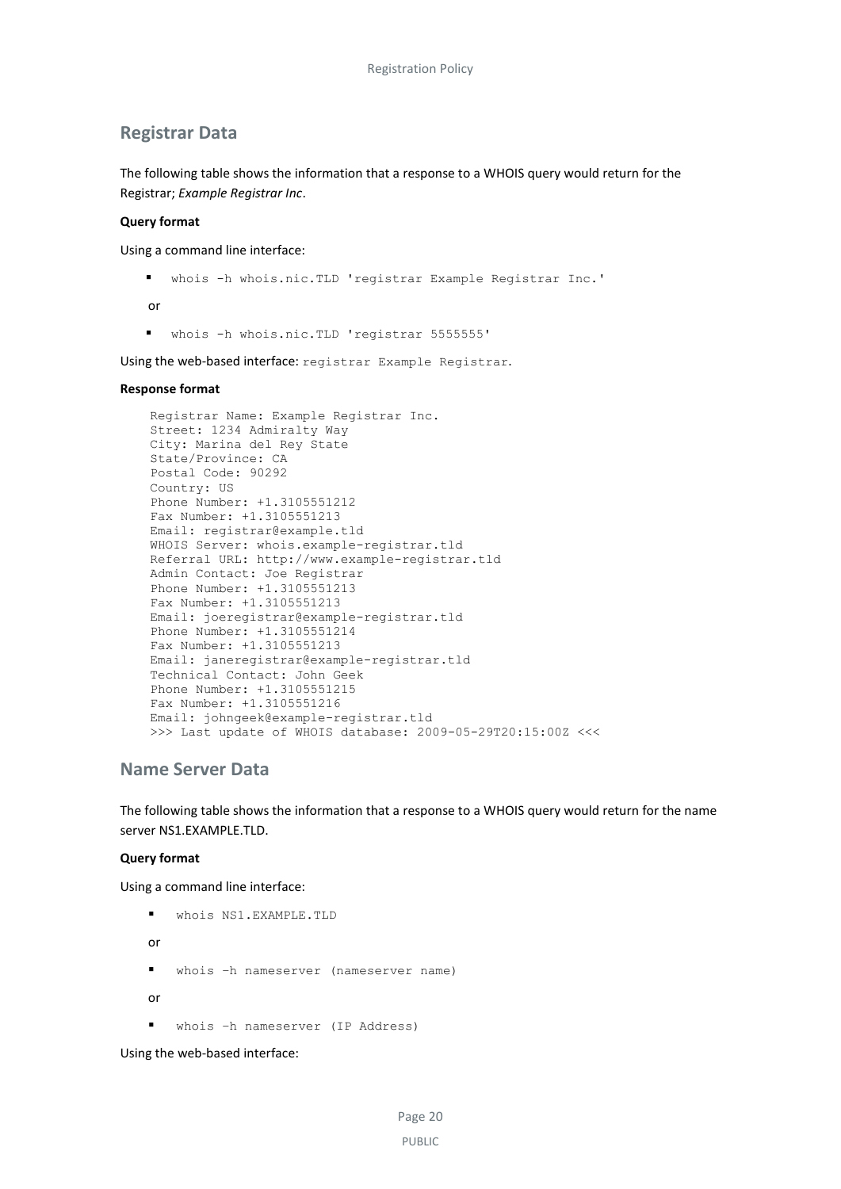## Registrar Data

The following table shows the information that a response to a WHOIS query would return for the Registrar; *Example Registrar Inc*.

**Query format**

Using a command line interface:

- `whois -h whois.nic.TLD 'registrar Example Registrar Inc.'`

or

- `whois -h whois.nic.TLD 'registrar 5555555'`

Using the web-based interface: `registrar Example Registrar`.

**Response format**

```
Registrar Name: Example Registrar Inc.
Street: 1234 Admiralty Way
City: Marina del Rey State
State/Province: CA
Postal Code: 90292
Country: US
Phone Number: +1.3105551212
Fax Number: +1.3105551213
Email: registrar@example.tld
WHOIS Server: whois.example-registrar.tld
Referral URL: http://www.example-registrar.tld
Admin Contact: Joe Registrar
Phone Number: +1.3105551213
Fax Number: +1.3105551213
Email: joeregistrar@example-registrar.tld
Phone Number: +1.3105551214
Fax Number: +1.3105551213
Email: janeregistrar@example-registrar.tld
Technical Contact: John Geek
Phone Number: +1.3105551215
Fax Number: +1.3105551216
Email: johngeek@example-registrar.tld
>>> Last update of WHOIS database: 2009-05-29T20:15:00Z <<<
```

## Name Server Data

The following table shows the information that a response to a WHOIS query would return for the name server NS1.EXAMPLE.TLD.

**Query format**

Using a command line interface:

- `whois NS1.EXAMPLE.TLD`

or

- `whois –h nameserver (nameserver name)`

or

- `whois –h nameserver (IP Address)`

Using the web-based interface: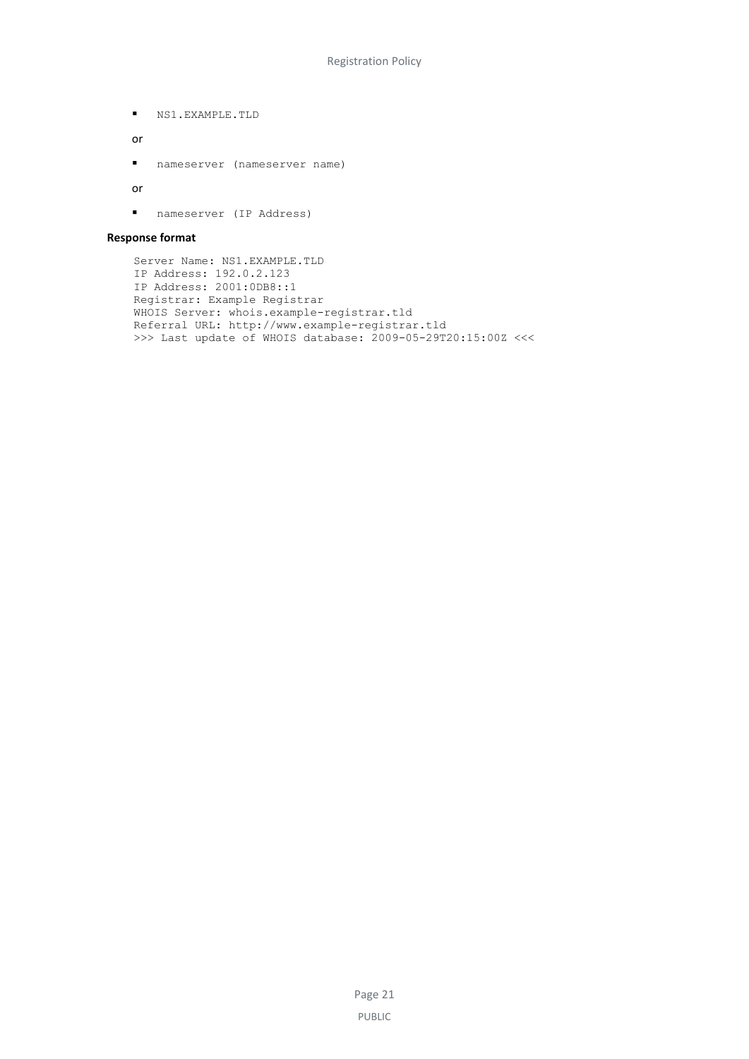- `NS1.EXAMPLE.TLD`

or

- `nameserver (nameserver name)`

or

- `nameserver (IP Address)`

**Response format**

```
Server Name: NS1.EXAMPLE.TLD
IP Address: 192.0.2.123
IP Address: 2001:0DB8::1
Registrar: Example Registrar
WHOIS Server: whois.example-registrar.tld
Referral URL: http://www.example-registrar.tld
>>> Last update of WHOIS database: 2009-05-29T20:15:00Z <<<
```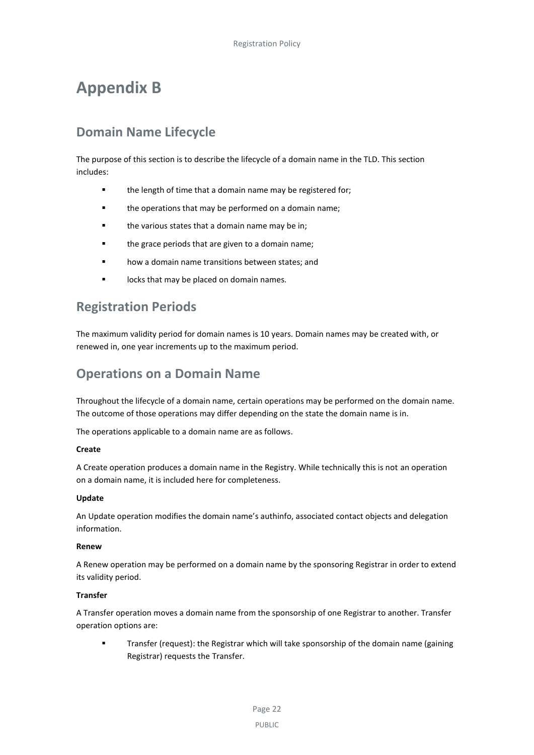# Appendix B

## Domain Name Lifecycle

The purpose of this section is to describe the lifecycle of a domain name in the TLD. This section includes:

- the length of time that a domain name may be registered for;
- the operations that may be performed on a domain name;
- the various states that a domain name may be in;
- the grace periods that are given to a domain name;
- how a domain name transitions between states; and
- locks that may be placed on domain names.

## Registration Periods

The maximum validity period for domain names is 10 years. Domain names may be created with, or renewed in, one year increments up to the maximum period.

## Operations on a Domain Name

Throughout the lifecycle of a domain name, certain operations may be performed on the domain name. The outcome of those operations may differ depending on the state the domain name is in.

The operations applicable to a domain name are as follows.

**Create**

A Create operation produces a domain name in the Registry. While technically this is not an operation on a domain name, it is included here for completeness.

**Update**

An Update operation modifies the domain name's authinfo, associated contact objects and delegation information.

**Renew**

A Renew operation may be performed on a domain name by the sponsoring Registrar in order to extend its validity period.

**Transfer**

A Transfer operation moves a domain name from the sponsorship of one Registrar to another. Transfer operation options are:

- Transfer (request): the Registrar which will take sponsorship of the domain name (gaining Registrar) requests the Transfer.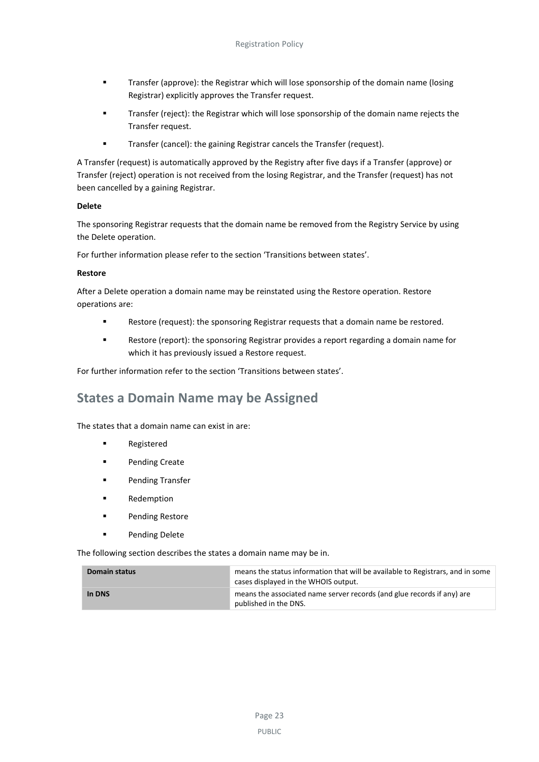- Transfer (approve): the Registrar which will lose sponsorship of the domain name (losing Registrar) explicitly approves the Transfer request.
- Transfer (reject): the Registrar which will lose sponsorship of the domain name rejects the Transfer request.
- Transfer (cancel): the gaining Registrar cancels the Transfer (request).

A Transfer (request) is automatically approved by the Registry after five days if a Transfer (approve) or Transfer (reject) operation is not received from the losing Registrar, and the Transfer (request) has not been cancelled by a gaining Registrar.

**Delete**

The sponsoring Registrar requests that the domain name be removed from the Registry Service by using the Delete operation.

For further information please refer to the section 'Transitions between states'.

**Restore**

After a Delete operation a domain name may be reinstated using the Restore operation. Restore operations are:

- Restore (request): the sponsoring Registrar requests that a domain name be restored.
- Restore (report): the sponsoring Registrar provides a report regarding a domain name for which it has previously issued a Restore request.

For further information refer to the section 'Transitions between states'.

## States a Domain Name may be Assigned

The states that a domain name can exist in are:

- Registered
- Pending Create
- Pending Transfer
- Redemption
- Pending Restore
- Pending Delete

The following section describes the states a domain name may be in.

| | |
|---|---|
| **Domain status** | means the status information that will be available to Registrars, and in some cases displayed in the WHOIS output. |
| **In DNS** | means the associated name server records (and glue records if any) are published in the DNS. |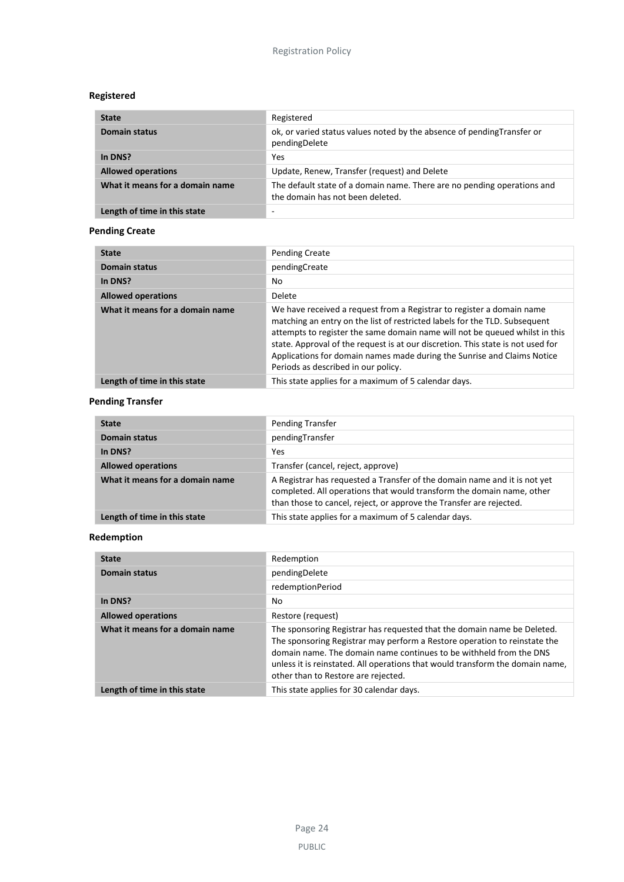### Registered

| State | Registered |
|---|---|
| **Domain status** | ok, or varied status values noted by the absence of pendingTransfer or pendingDelete |
| **In DNS?** | Yes |
| **Allowed operations** | Update, Renew, Transfer (request) and Delete |
| **What it means for a domain name** | The default state of a domain name. There are no pending operations and the domain has not been deleted. |
| **Length of time in this state** | - |

### Pending Create

| State | Pending Create |
|---|---|
| **Domain status** | pendingCreate |
| **In DNS?** | No |
| **Allowed operations** | Delete |
| **What it means for a domain name** | We have received a request from a Registrar to register a domain name matching an entry on the list of restricted labels for the TLD. Subsequent attempts to register the same domain name will not be queued whilst in this state. Approval of the request is at our discretion. This state is not used for Applications for domain names made during the Sunrise and Claims Notice Periods as described in our policy. |
| **Length of time in this state** | This state applies for a maximum of 5 calendar days. |

### Pending Transfer

| State | Pending Transfer |
|---|---|
| **Domain status** | pendingTransfer |
| **In DNS?** | Yes |
| **Allowed operations** | Transfer (cancel, reject, approve) |
| **What it means for a domain name** | A Registrar has requested a Transfer of the domain name and it is not yet completed. All operations that would transform the domain name, other than those to cancel, reject, or approve the Transfer are rejected. |
| **Length of time in this state** | This state applies for a maximum of 5 calendar days. |

### Redemption

| State | Redemption |
|---|---|
| **Domain status** | pendingDelete |
| | redemptionPeriod |
| **In DNS?** | No |
| **Allowed operations** | Restore (request) |
| **What it means for a domain name** | The sponsoring Registrar has requested that the domain name be Deleted. The sponsoring Registrar may perform a Restore operation to reinstate the domain name. The domain name continues to be withheld from the DNS unless it is reinstated. All operations that would transform the domain name, other than to Restore are rejected. |
| **Length of time in this state** | This state applies for 30 calendar days. |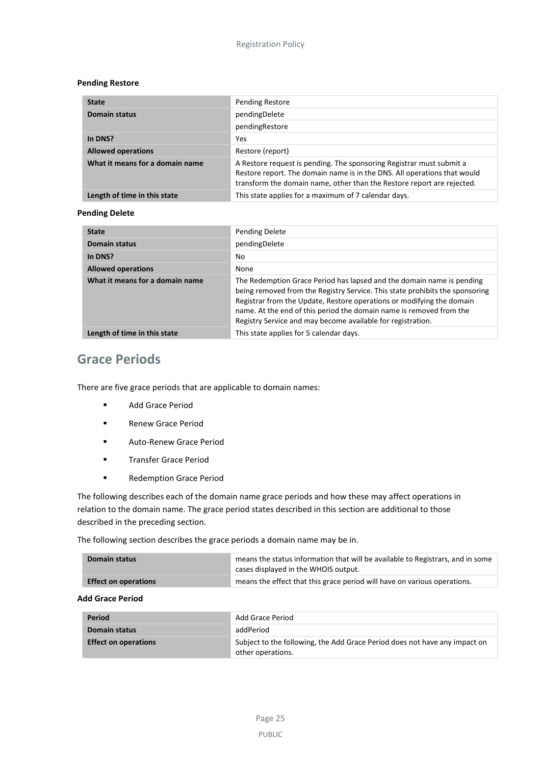**Pending Restore**

| State | Pending Restore |
|---|---|
| Domain status | pendingDelete |
| | pendingRestore |
| In DNS? | Yes |
| Allowed operations | Restore (report) |
| What it means for a domain name | A Restore request is pending. The sponsoring Registrar must submit a Restore report. The domain name is in the DNS. All operations that would transform the domain name, other than the Restore report are rejected. |
| Length of time in this state | This state applies for a maximum of 7 calendar days. |

**Pending Delete**

| State | Pending Delete |
|---|---|
| Domain status | pendingDelete |
| In DNS? | No |
| Allowed operations | None |
| What it means for a domain name | The Redemption Grace Period has lapsed and the domain name is pending being removed from the Registry Service. This state prohibits the sponsoring Registrar from the Update, Restore operations or modifying the domain name. At the end of this period the domain name is removed from the Registry Service and may become available for registration. |
| Length of time in this state | This state applies for 5 calendar days. |

## Grace Periods

There are five grace periods that are applicable to domain names:

- Add Grace Period
- Renew Grace Period
- Auto-Renew Grace Period
- Transfer Grace Period
- Redemption Grace Period

The following describes each of the domain name grace periods and how these may affect operations in relation to the domain name. The grace period states described in this section are additional to those described in the preceding section.

The following section describes the grace periods a domain name may be in.

| Domain status | means the status information that will be available to Registrars, and in some cases displayed in the WHOIS output. |
|---|---|
| Effect on operations | means the effect that this grace period will have on various operations. |

**Add Grace Period**

| Period | Add Grace Period |
|---|---|
| Domain status | addPeriod |
| Effect on operations | Subject to the following, the Add Grace Period does not have any impact on other operations. |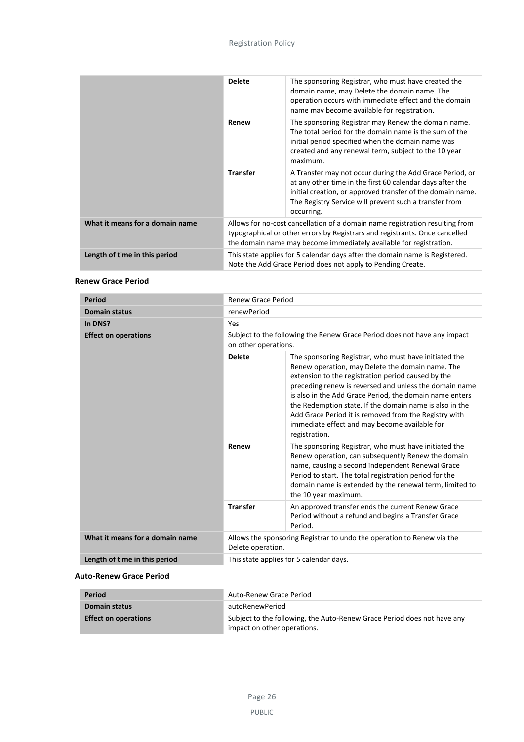| | | |
|---|---|---|
| | **Delete** | The sponsoring Registrar, who must have created the domain name, may Delete the domain name. The operation occurs with immediate effect and the domain name may become available for registration. |
| | **Renew** | The sponsoring Registrar may Renew the domain name. The total period for the domain name is the sum of the initial period specified when the domain name was created and any renewal term, subject to the 10 year maximum. |
| | **Transfer** | A Transfer may not occur during the Add Grace Period, or at any other time in the first 60 calendar days after the initial creation, or approved transfer of the domain name. The Registry Service will prevent such a transfer from occurring. |
| **What it means for a domain name** | Allows for no-cost cancellation of a domain name registration resulting from typographical or other errors by Registrars and registrants. Once cancelled the domain name may become immediately available for registration. | |
| **Length of time in this period** | This state applies for 5 calendar days after the domain name is Registered. Note the Add Grace Period does not apply to Pending Create. | |

#### Renew Grace Period

| **Period** | Renew Grace Period | |
|---|---|---|
| **Domain status** | renewPeriod | |
| **In DNS?** | Yes | |
| **Effect on operations** | Subject to the following the Renew Grace Period does not have any impact on other operations. | |
| | **Delete** | The sponsoring Registrar, who must have initiated the Renew operation, may Delete the domain name. The extension to the registration period caused by the preceding renew is reversed and unless the domain name is also in the Add Grace Period, the domain name enters the Redemption state. If the domain name is also in the Add Grace Period it is removed from the Registry with immediate effect and may become available for registration. |
| | **Renew** | The sponsoring Registrar, who must have initiated the Renew operation, can subsequently Renew the domain name, causing a second independent Renewal Grace Period to start. The total registration period for the domain name is extended by the renewal term, limited to the 10 year maximum. |
| | **Transfer** | An approved transfer ends the current Renew Grace Period without a refund and begins a Transfer Grace Period. |
| **What it means for a domain name** | Allows the sponsoring Registrar to undo the operation to Renew via the Delete operation. | |
| **Length of time in this period** | This state applies for 5 calendar days. | |

#### Auto-Renew Grace Period

| **Period** | Auto-Renew Grace Period |
|---|---|
| **Domain status** | autoRenewPeriod |
| **Effect on operations** | Subject to the following, the Auto-Renew Grace Period does not have any impact on other operations. |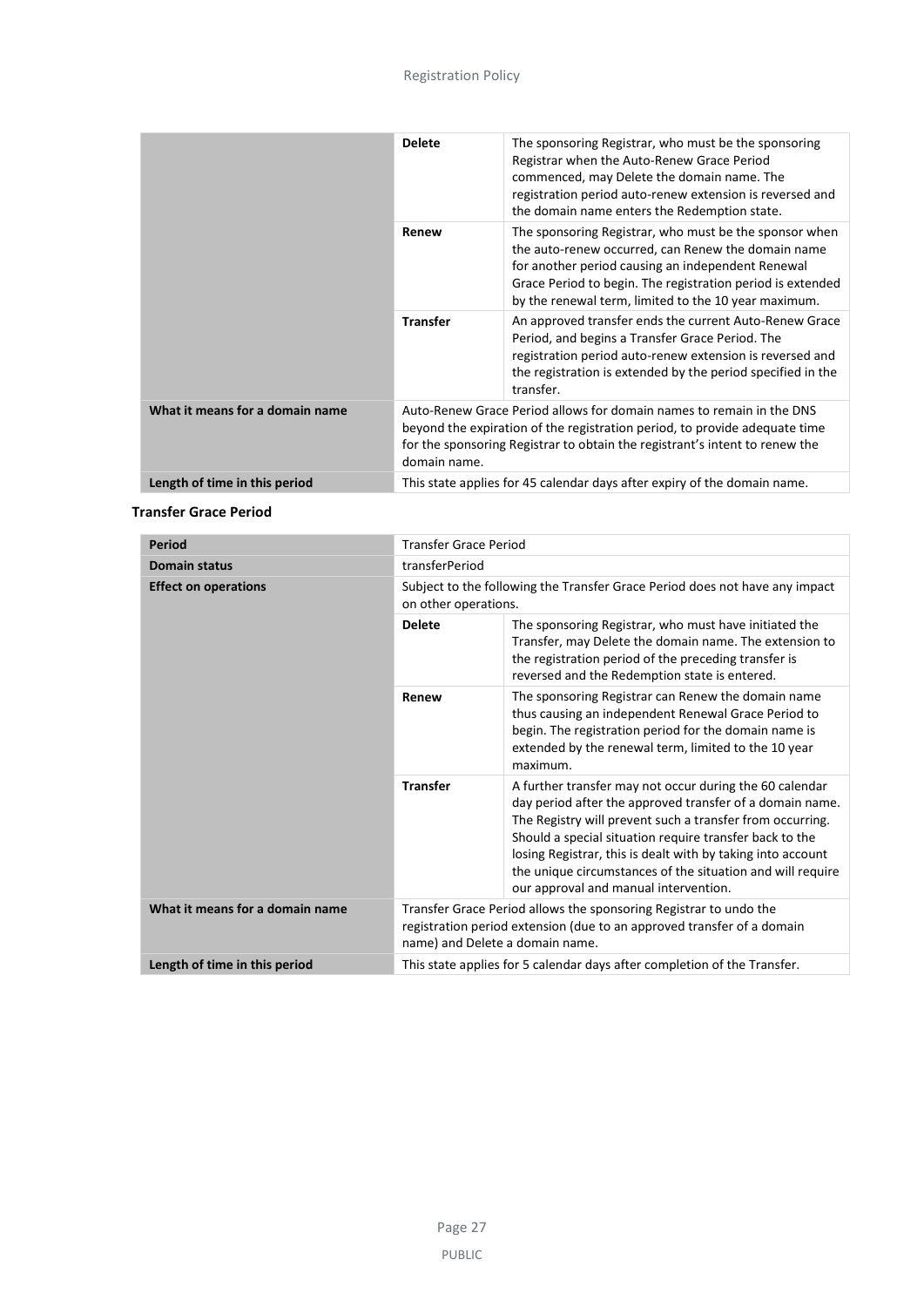|  |  |  |
|---|---|---|
|  | **Delete** | The sponsoring Registrar, who must be the sponsoring Registrar when the Auto-Renew Grace Period commenced, may Delete the domain name. The registration period auto-renew extension is reversed and the domain name enters the Redemption state. |
|  | **Renew** | The sponsoring Registrar, who must be the sponsor when the auto-renew occurred, can Renew the domain name for another period causing an independent Renewal Grace Period to begin. The registration period is extended by the renewal term, limited to the 10 year maximum. |
|  | **Transfer** | An approved transfer ends the current Auto-Renew Grace Period, and begins a Transfer Grace Period. The registration period auto-renew extension is reversed and the registration is extended by the period specified in the transfer. |
| **What it means for a domain name** | Auto-Renew Grace Period allows for domain names to remain in the DNS beyond the expiration of the registration period, to provide adequate time for the sponsoring Registrar to obtain the registrant's intent to renew the domain name. | |
| **Length of time in this period** | This state applies for 45 calendar days after expiry of the domain name. | |

**Transfer Grace Period**

| **Period** | Transfer Grace Period | |
|---|---|---|
| **Domain status** | transferPeriod | |
| **Effect on operations** | Subject to the following the Transfer Grace Period does not have any impact on other operations. | |
|  | **Delete** | The sponsoring Registrar, who must have initiated the Transfer, may Delete the domain name. The extension to the registration period of the preceding transfer is reversed and the Redemption state is entered. |
|  | **Renew** | The sponsoring Registrar can Renew the domain name thus causing an independent Renewal Grace Period to begin. The registration period for the domain name is extended by the renewal term, limited to the 10 year maximum. |
|  | **Transfer** | A further transfer may not occur during the 60 calendar day period after the approved transfer of a domain name. The Registry will prevent such a transfer from occurring. Should a special situation require transfer back to the losing Registrar, this is dealt with by taking into account the unique circumstances of the situation and will require our approval and manual intervention. |
| **What it means for a domain name** | Transfer Grace Period allows the sponsoring Registrar to undo the registration period extension (due to an approved transfer of a domain name) and Delete a domain name. | |
| **Length of time in this period** | This state applies for 5 calendar days after completion of the Transfer. | |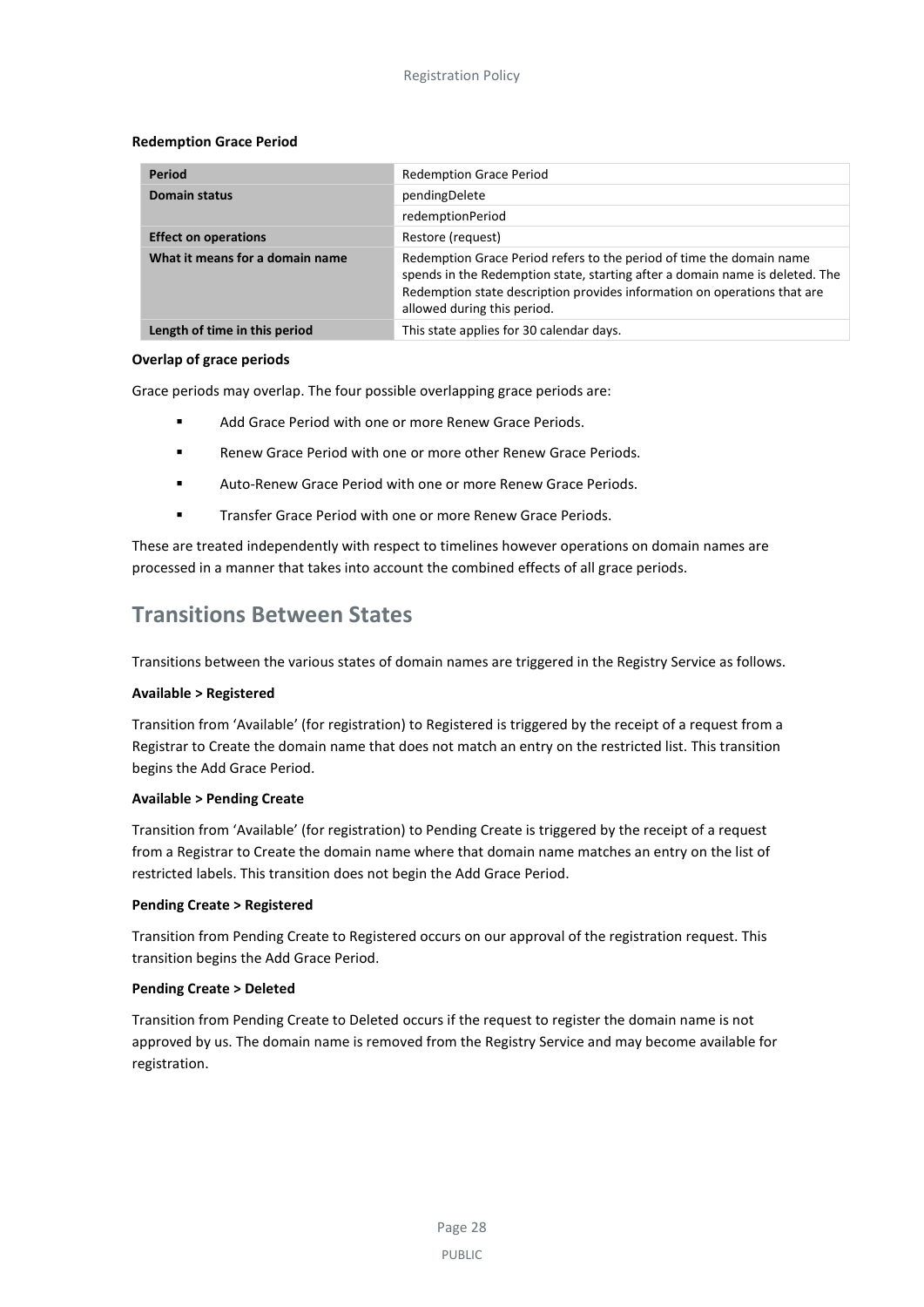**Redemption Grace Period**

| Period | Redemption Grace Period |
| --- | --- |
| **Domain status** | pendingDelete |
| | redemptionPeriod |
| **Effect on operations** | Restore (request) |
| **What it means for a domain name** | Redemption Grace Period refers to the period of time the domain name spends in the Redemption state, starting after a domain name is deleted. The Redemption state description provides information on operations that are allowed during this period. |
| **Length of time in this period** | This state applies for 30 calendar days. |

**Overlap of grace periods**

Grace periods may overlap. The four possible overlapping grace periods are:

- Add Grace Period with one or more Renew Grace Periods.
- Renew Grace Period with one or more other Renew Grace Periods.
- Auto-Renew Grace Period with one or more Renew Grace Periods.
- Transfer Grace Period with one or more Renew Grace Periods.

These are treated independently with respect to timelines however operations on domain names are processed in a manner that takes into account the combined effects of all grace periods.

## Transitions Between States

Transitions between the various states of domain names are triggered in the Registry Service as follows.

**Available > Registered**

Transition from 'Available' (for registration) to Registered is triggered by the receipt of a request from a Registrar to Create the domain name that does not match an entry on the restricted list. This transition begins the Add Grace Period.

**Available > Pending Create**

Transition from 'Available' (for registration) to Pending Create is triggered by the receipt of a request from a Registrar to Create the domain name where that domain name matches an entry on the list of restricted labels. This transition does not begin the Add Grace Period.

**Pending Create > Registered**

Transition from Pending Create to Registered occurs on our approval of the registration request. This transition begins the Add Grace Period.

**Pending Create > Deleted**

Transition from Pending Create to Deleted occurs if the request to register the domain name is not approved by us. The domain name is removed from the Registry Service and may become available for registration.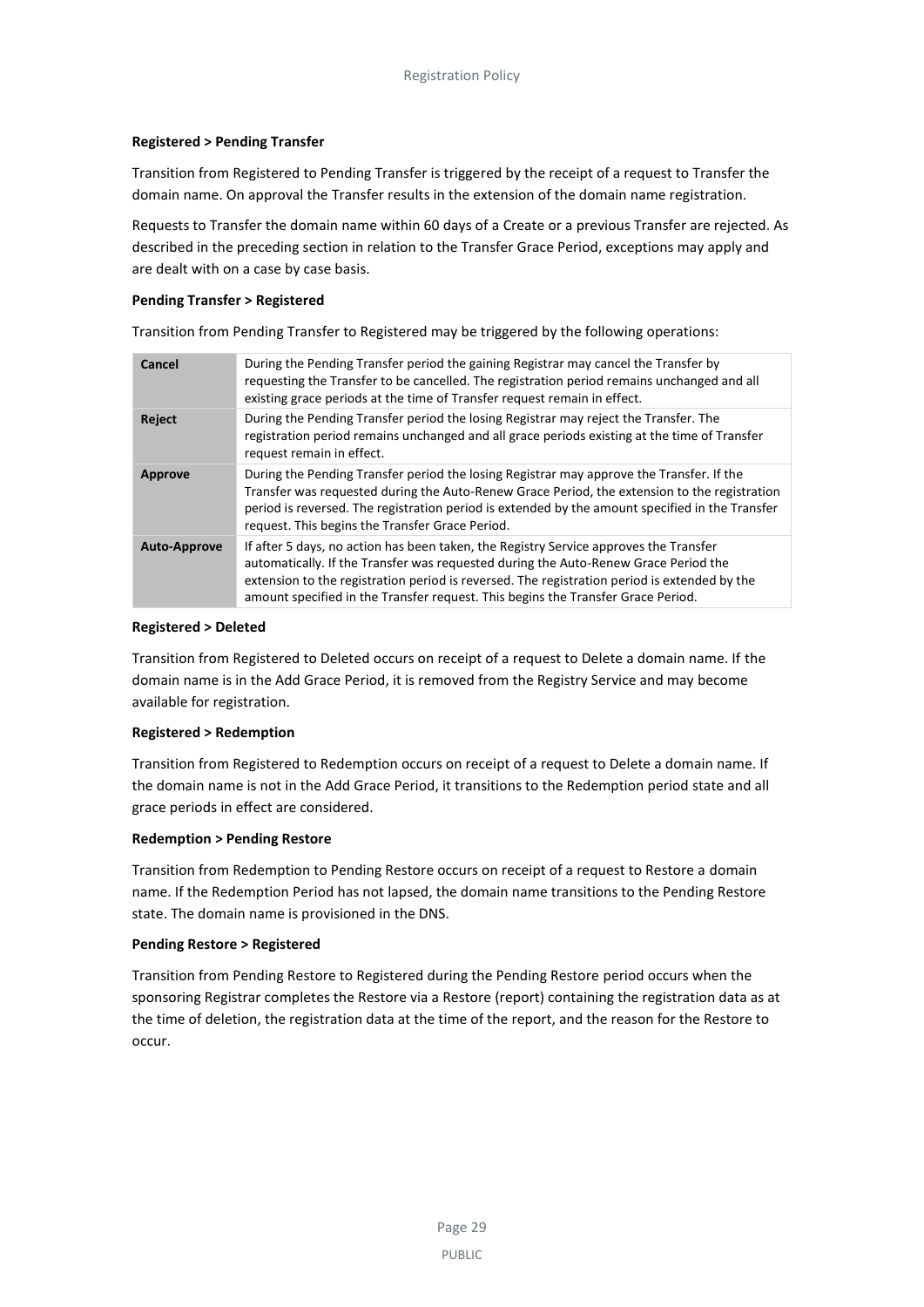**Registered > Pending Transfer**

Transition from Registered to Pending Transfer is triggered by the receipt of a request to Transfer the domain name. On approval the Transfer results in the extension of the domain name registration.

Requests to Transfer the domain name within 60 days of a Create or a previous Transfer are rejected. As described in the preceding section in relation to the Transfer Grace Period, exceptions may apply and are dealt with on a case by case basis.

**Pending Transfer > Registered**

Transition from Pending Transfer to Registered may be triggered by the following operations:

| | |
|---|---|
| **Cancel** | During the Pending Transfer period the gaining Registrar may cancel the Transfer by requesting the Transfer to be cancelled. The registration period remains unchanged and all existing grace periods at the time of Transfer request remain in effect. |
| **Reject** | During the Pending Transfer period the losing Registrar may reject the Transfer. The registration period remains unchanged and all grace periods existing at the time of Transfer request remain in effect. |
| **Approve** | During the Pending Transfer period the losing Registrar may approve the Transfer. If the Transfer was requested during the Auto-Renew Grace Period, the extension to the registration period is reversed. The registration period is extended by the amount specified in the Transfer request. This begins the Transfer Grace Period. |
| **Auto-Approve** | If after 5 days, no action has been taken, the Registry Service approves the Transfer automatically. If the Transfer was requested during the Auto-Renew Grace Period the extension to the registration period is reversed. The registration period is extended by the amount specified in the Transfer request. This begins the Transfer Grace Period. |

**Registered > Deleted**

Transition from Registered to Deleted occurs on receipt of a request to Delete a domain name. If the domain name is in the Add Grace Period, it is removed from the Registry Service and may become available for registration.

**Registered > Redemption**

Transition from Registered to Redemption occurs on receipt of a request to Delete a domain name. If the domain name is not in the Add Grace Period, it transitions to the Redemption period state and all grace periods in effect are considered.

**Redemption > Pending Restore**

Transition from Redemption to Pending Restore occurs on receipt of a request to Restore a domain name. If the Redemption Period has not lapsed, the domain name transitions to the Pending Restore state. The domain name is provisioned in the DNS.

**Pending Restore > Registered**

Transition from Pending Restore to Registered during the Pending Restore period occurs when the sponsoring Registrar completes the Restore via a Restore (report) containing the registration data as at the time of deletion, the registration data at the time of the report, and the reason for the Restore to occur.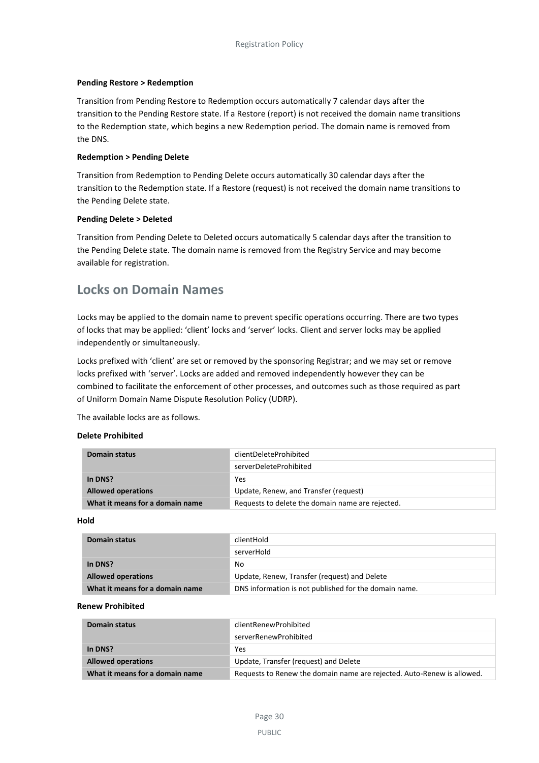**Pending Restore > Redemption**

Transition from Pending Restore to Redemption occurs automatically 7 calendar days after the transition to the Pending Restore state. If a Restore (report) is not received the domain name transitions to the Redemption state, which begins a new Redemption period. The domain name is removed from the DNS.

**Redemption > Pending Delete**

Transition from Redemption to Pending Delete occurs automatically 30 calendar days after the transition to the Redemption state. If a Restore (request) is not received the domain name transitions to the Pending Delete state.

**Pending Delete > Deleted**

Transition from Pending Delete to Deleted occurs automatically 5 calendar days after the transition to the Pending Delete state. The domain name is removed from the Registry Service and may become available for registration.

## Locks on Domain Names

Locks may be applied to the domain name to prevent specific operations occurring. There are two types of locks that may be applied: 'client' locks and 'server' locks. Client and server locks may be applied independently or simultaneously.

Locks prefixed with 'client' are set or removed by the sponsoring Registrar; and we may set or remove locks prefixed with 'server'. Locks are added and removed independently however they can be combined to facilitate the enforcement of other processes, and outcomes such as those required as part of Uniform Domain Name Dispute Resolution Policy (UDRP).

The available locks are as follows.

**Delete Prohibited**

| Domain status | clientDeleteProhibited |
|---|---|
| | serverDeleteProhibited |
| In DNS? | Yes |
| Allowed operations | Update, Renew, and Transfer (request) |
| What it means for a domain name | Requests to delete the domain name are rejected. |

**Hold**

| Domain status | clientHold |
|---|---|
| | serverHold |
| In DNS? | No |
| Allowed operations | Update, Renew, Transfer (request) and Delete |
| What it means for a domain name | DNS information is not published for the domain name. |

**Renew Prohibited**

| Domain status | clientRenewProhibited |
|---|---|
| | serverRenewProhibited |
| In DNS? | Yes |
| Allowed operations | Update, Transfer (request) and Delete |
| What it means for a domain name | Requests to Renew the domain name are rejected. Auto-Renew is allowed. |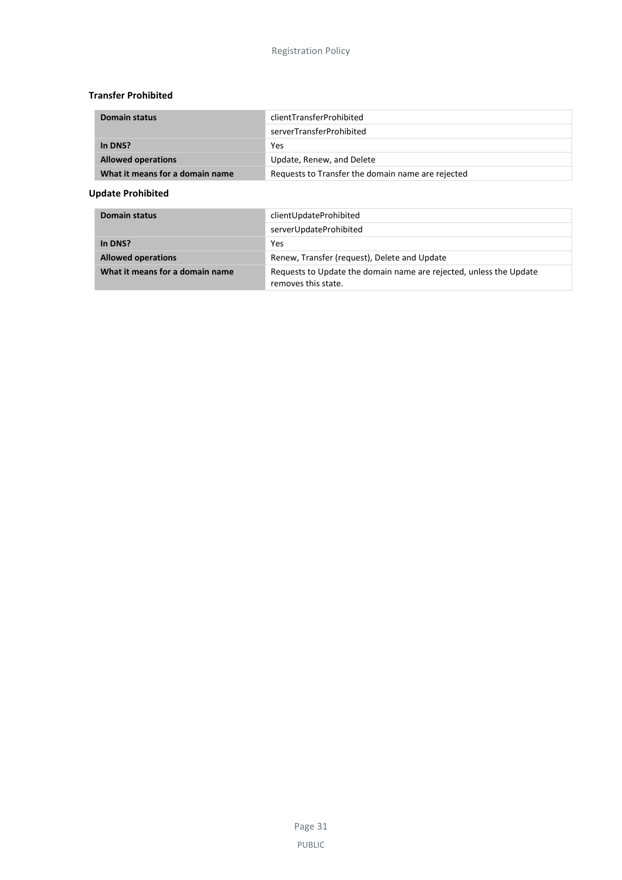### Transfer Prohibited

| | |
|---|---|
| **Domain status** | clientTransferProhibited |
| | serverTransferProhibited |
| **In DNS?** | Yes |
| **Allowed operations** | Update, Renew, and Delete |
| **What it means for a domain name** | Requests to Transfer the domain name are rejected |

### Update Prohibited

| | |
|---|---|
| **Domain status** | clientUpdateProhibited |
| | serverUpdateProhibited |
| **In DNS?** | Yes |
| **Allowed operations** | Renew, Transfer (request), Delete and Update |
| **What it means for a domain name** | Requests to Update the domain name are rejected, unless the Update removes this state. |